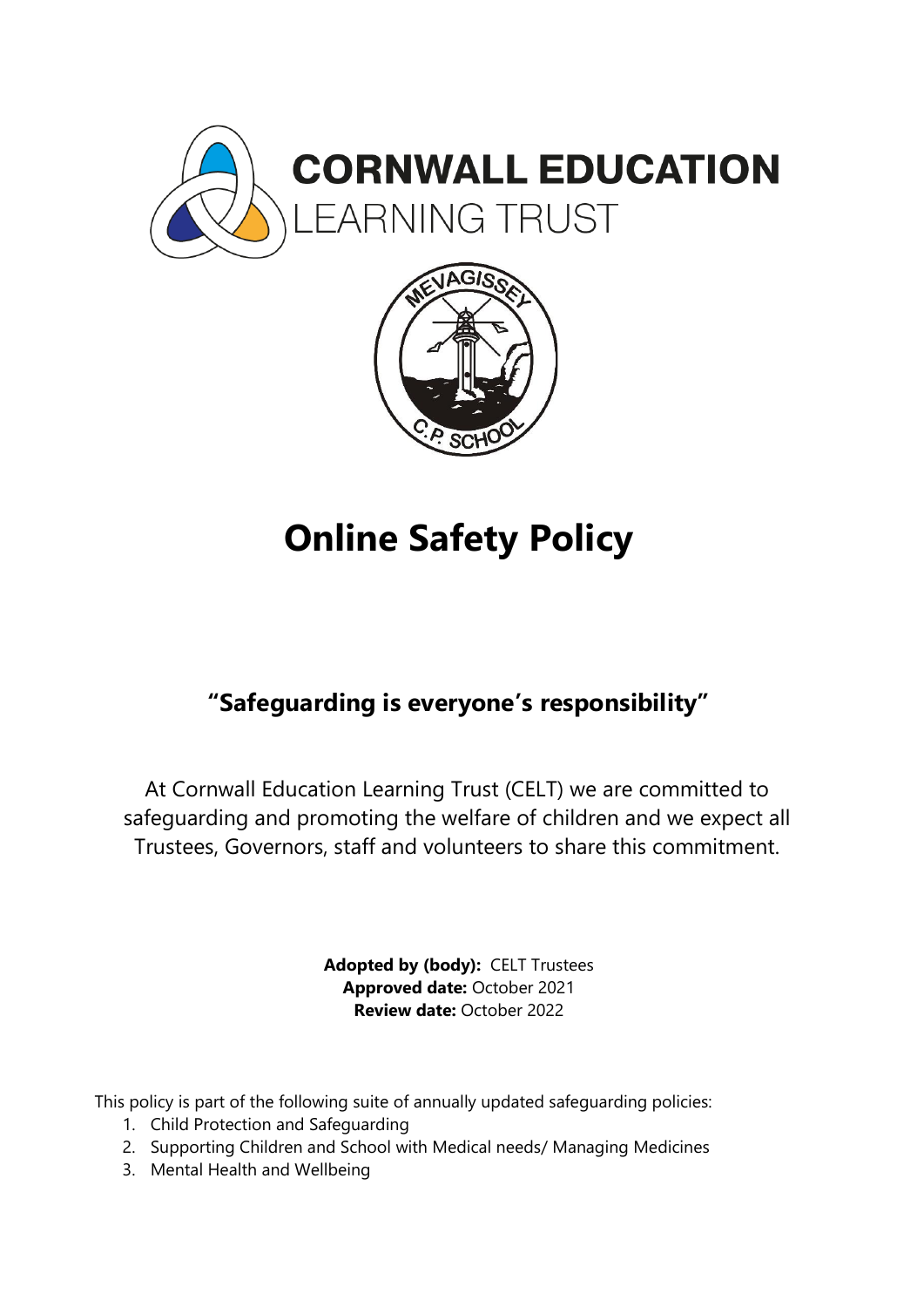CORNWALL EDUCATION
LEARNING TRUST

# Online Safety Policy

## "Safeguarding is everyone's responsibility"

At Cornwall Education Learning Trust (CELT) we are committed to safeguarding and promoting the welfare of children and we expect all Trustees, Governors, staff and volunteers to share this commitment.

**Adopted by (body):** CELT Trustees
**Approved date:** October 2021
**Review date:** October 2022

This policy is part of the following suite of annually updated safeguarding policies:

1. Child Protection and Safeguarding
2. Supporting Children and School with Medical needs/ Managing Medicines
3. Mental Health and Wellbeing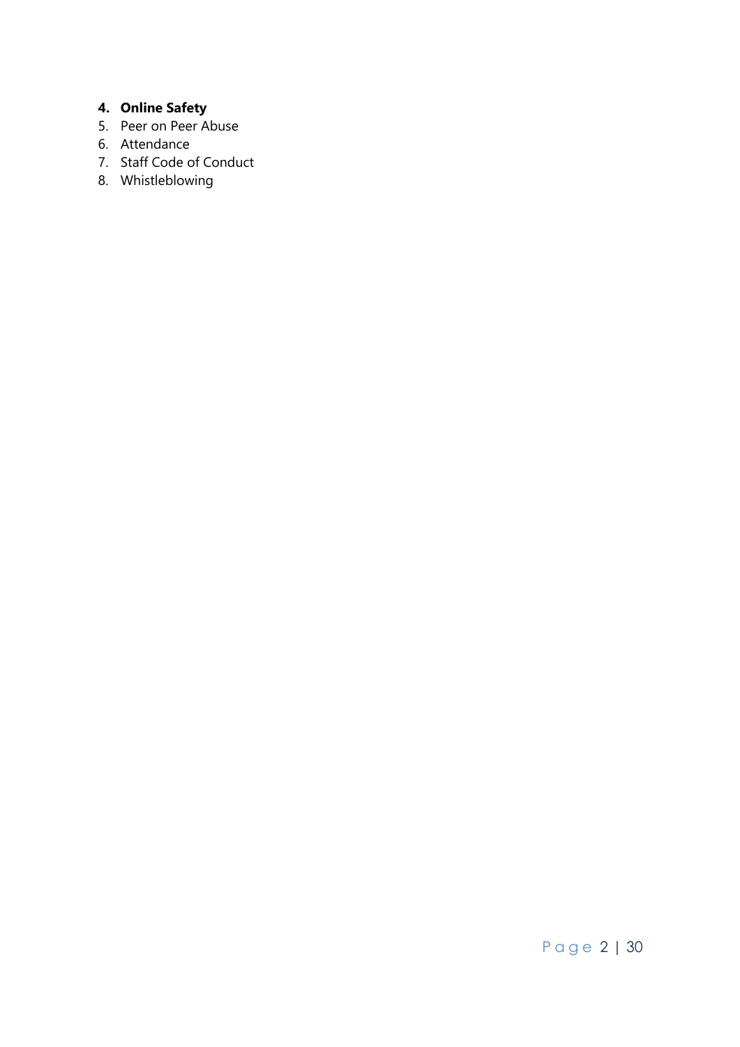4. **Online Safety**
5. Peer on Peer Abuse
6. Attendance
7. Staff Code of Conduct
8. Whistleblowing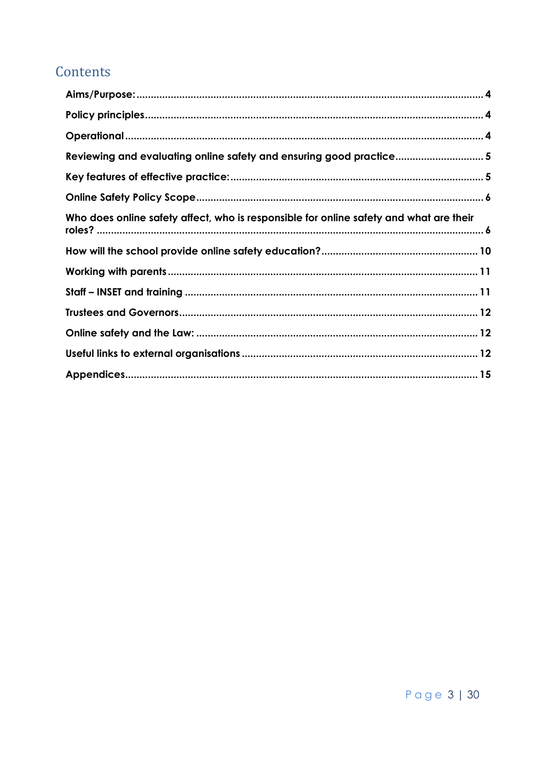# Contents

Aims/Purpose: ............................................................ 4

Policy principles ............................................................ 4

Operational ............................................................ 4

Reviewing and evaluating online safety and ensuring good practice ............................................................ 5

Key features of effective practice: ............................................................ 5

Online Safety Policy Scope ............................................................ 6

Who does online safety affect, who is responsible for online safety and what are their roles? ............................................................ 6

How will the school provide online safety education? ............................................................ 10

Working with parents ............................................................ 11

Staff – INSET and training ............................................................ 11

Trustees and Governors ............................................................ 12

Online safety and the Law: ............................................................ 12

Useful links to external organisations ............................................................ 12

Appendices ............................................................ 15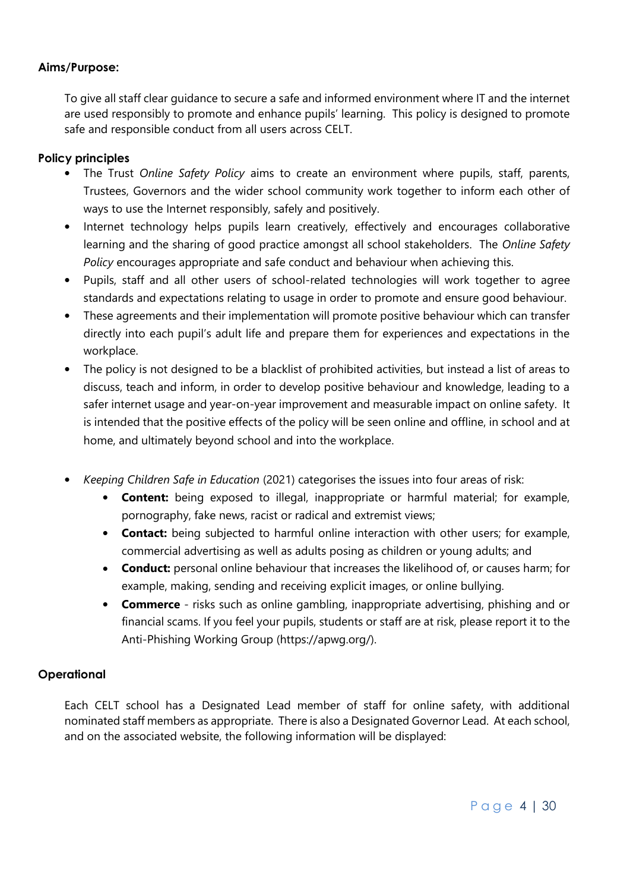**Aims/Purpose:**

To give all staff clear guidance to secure a safe and informed environment where IT and the internet are used responsibly to promote and enhance pupils' learning. This policy is designed to promote safe and responsible conduct from all users across CELT.

**Policy principles**

- The Trust *Online Safety Policy* aims to create an environment where pupils, staff, parents, Trustees, Governors and the wider school community work together to inform each other of ways to use the Internet responsibly, safely and positively.
- Internet technology helps pupils learn creatively, effectively and encourages collaborative learning and the sharing of good practice amongst all school stakeholders. The *Online Safety Policy* encourages appropriate and safe conduct and behaviour when achieving this.
- Pupils, staff and all other users of school-related technologies will work together to agree standards and expectations relating to usage in order to promote and ensure good behaviour.
- These agreements and their implementation will promote positive behaviour which can transfer directly into each pupil's adult life and prepare them for experiences and expectations in the workplace.
- The policy is not designed to be a blacklist of prohibited activities, but instead a list of areas to discuss, teach and inform, in order to develop positive behaviour and knowledge, leading to a safer internet usage and year-on-year improvement and measurable impact on online safety. It is intended that the positive effects of the policy will be seen online and offline, in school and at home, and ultimately beyond school and into the workplace.

- *Keeping Children Safe in Education* (2021) categorises the issues into four areas of risk:
  - **Content:** being exposed to illegal, inappropriate or harmful material; for example, pornography, fake news, racist or radical and extremist views;
  - **Contact:** being subjected to harmful online interaction with other users; for example, commercial advertising as well as adults posing as children or young adults; and
  - **Conduct:** personal online behaviour that increases the likelihood of, or causes harm; for example, making, sending and receiving explicit images, or online bullying.
  - **Commerce** - risks such as online gambling, inappropriate advertising, phishing and or financial scams. If you feel your pupils, students or staff are at risk, please report it to the Anti-Phishing Working Group (https://apwg.org/).

**Operational**

Each CELT school has a Designated Lead member of staff for online safety, with additional nominated staff members as appropriate. There is also a Designated Governor Lead. At each school, and on the associated website, the following information will be displayed: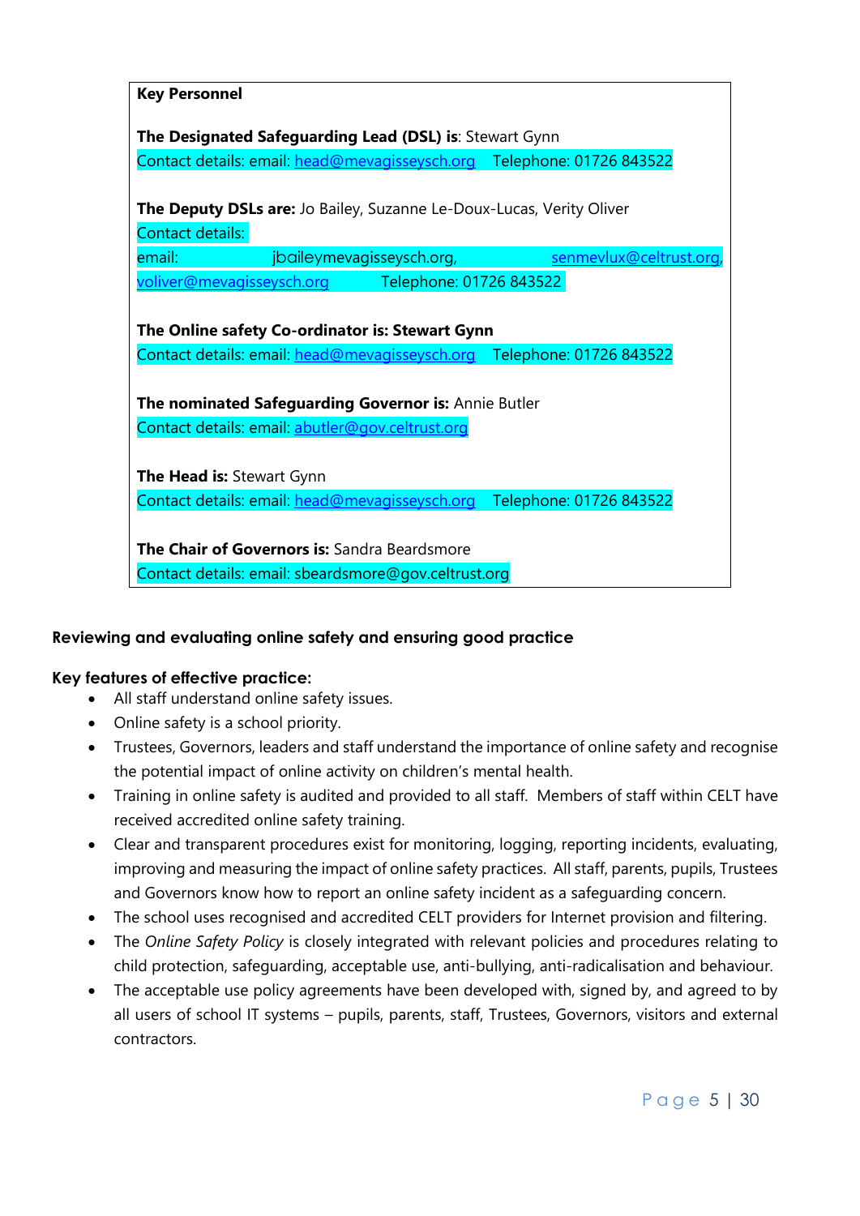**Key Personnel**

**The Designated Safeguarding Lead (DSL) is**: Stewart Gynn
Contact details: email: head@mevagisseysch.org Telephone: 01726 843522

**The Deputy DSLs are:** Jo Bailey, Suzanne Le-Doux-Lucas, Verity Oliver
Contact details:
email: jbaileymevagisseysch.org, senmevlux@celtrust.org, voliver@mevagisseysch.org Telephone: 01726 843522

**The Online safety Co-ordinator is: Stewart Gynn**
Contact details: email: head@mevagisseysch.org Telephone: 01726 843522

**The nominated Safeguarding Governor is:** Annie Butler
Contact details: email: abutler@gov.celtrust.org

**The Head is:** Stewart Gynn
Contact details: email: head@mevagisseysch.org Telephone: 01726 843522

**The Chair of Governors is:** Sandra Beardsmore
Contact details: email: sbeardsmore@gov.celtrust.org

**Reviewing and evaluating online safety and ensuring good practice**

**Key features of effective practice:**

- All staff understand online safety issues.
- Online safety is a school priority.
- Trustees, Governors, leaders and staff understand the importance of online safety and recognise the potential impact of online activity on children's mental health.
- Training in online safety is audited and provided to all staff. Members of staff within CELT have received accredited online safety training.
- Clear and transparent procedures exist for monitoring, logging, reporting incidents, evaluating, improving and measuring the impact of online safety practices. All staff, parents, pupils, Trustees and Governors know how to report an online safety incident as a safeguarding concern.
- The school uses recognised and accredited CELT providers for Internet provision and filtering.
- The *Online Safety Policy* is closely integrated with relevant policies and procedures relating to child protection, safeguarding, acceptable use, anti-bullying, anti-radicalisation and behaviour.
- The acceptable use policy agreements have been developed with, signed by, and agreed to by all users of school IT systems – pupils, parents, staff, Trustees, Governors, visitors and external contractors.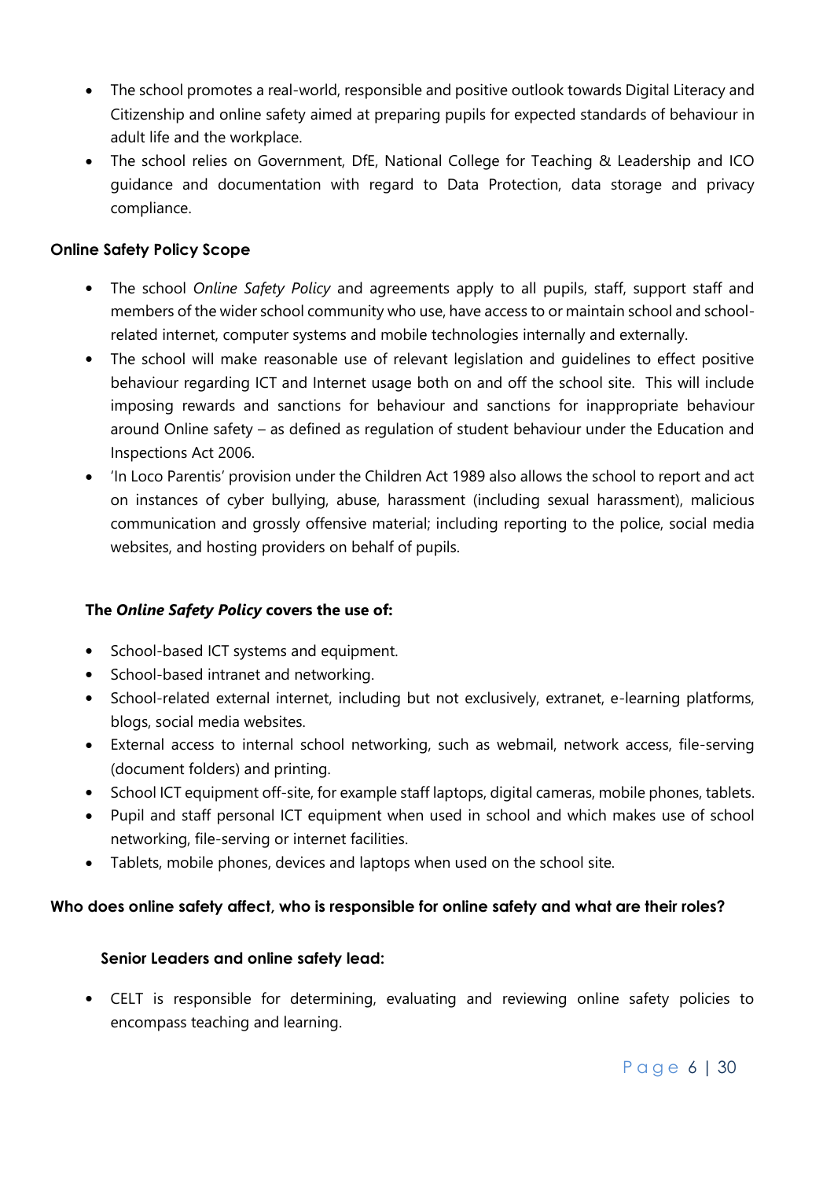- The school promotes a real-world, responsible and positive outlook towards Digital Literacy and Citizenship and online safety aimed at preparing pupils for expected standards of behaviour in adult life and the workplace.
- The school relies on Government, DfE, National College for Teaching & Leadership and ICO guidance and documentation with regard to Data Protection, data storage and privacy compliance.

### Online Safety Policy Scope

- The school *Online Safety Policy* and agreements apply to all pupils, staff, support staff and members of the wider school community who use, have access to or maintain school and school-related internet, computer systems and mobile technologies internally and externally.
- The school will make reasonable use of relevant legislation and guidelines to effect positive behaviour regarding ICT and Internet usage both on and off the school site. This will include imposing rewards and sanctions for behaviour and sanctions for inappropriate behaviour around Online safety – as defined as regulation of student behaviour under the Education and Inspections Act 2006.
- 'In Loco Parentis' provision under the Children Act 1989 also allows the school to report and act on instances of cyber bullying, abuse, harassment (including sexual harassment), malicious communication and grossly offensive material; including reporting to the police, social media websites, and hosting providers on behalf of pupils.

#### The *Online Safety Policy* covers the use of:

- School-based ICT systems and equipment.
- School-based intranet and networking.
- School-related external internet, including but not exclusively, extranet, e-learning platforms, blogs, social media websites.
- External access to internal school networking, such as webmail, network access, file-serving (document folders) and printing.
- School ICT equipment off-site, for example staff laptops, digital cameras, mobile phones, tablets.
- Pupil and staff personal ICT equipment when used in school and which makes use of school networking, file-serving or internet facilities.
- Tablets, mobile phones, devices and laptops when used on the school site.

### Who does online safety affect, who is responsible for online safety and what are their roles?

#### Senior Leaders and online safety lead:

- CELT is responsible for determining, evaluating and reviewing online safety policies to encompass teaching and learning.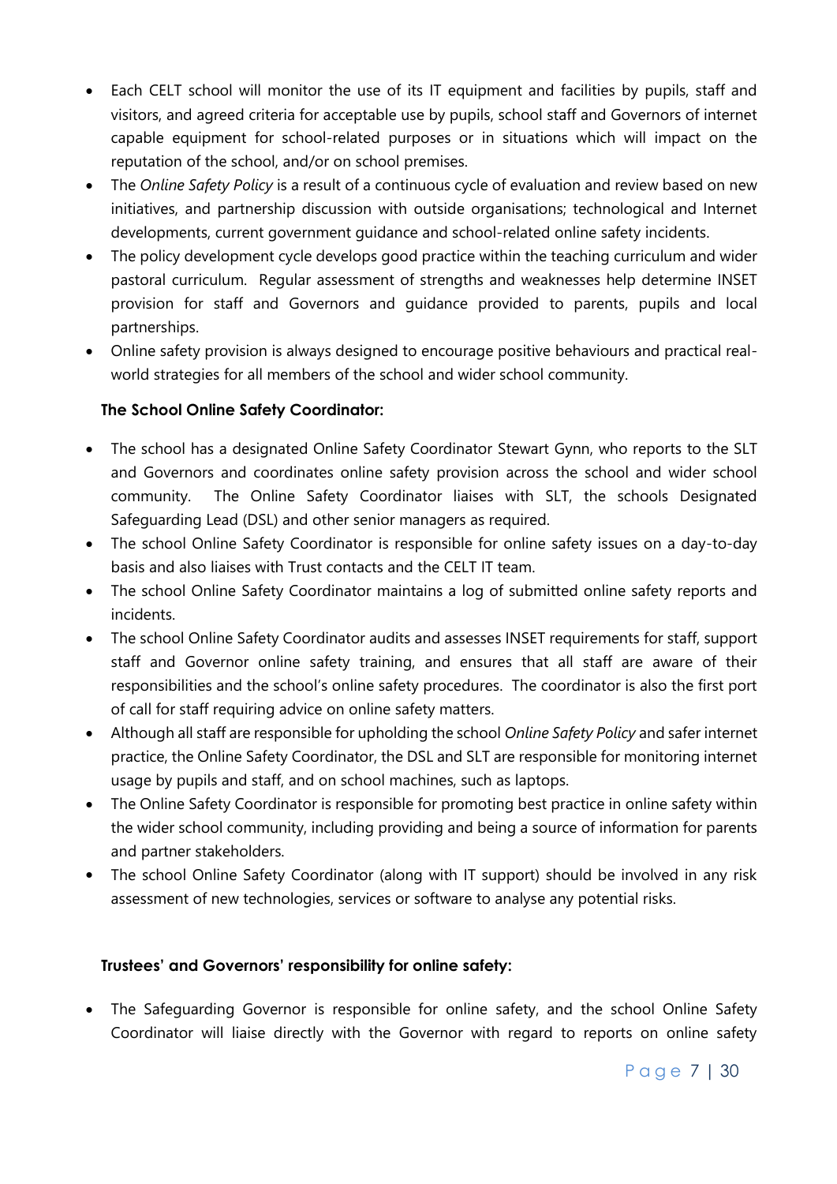- Each CELT school will monitor the use of its IT equipment and facilities by pupils, staff and visitors, and agreed criteria for acceptable use by pupils, school staff and Governors of internet capable equipment for school-related purposes or in situations which will impact on the reputation of the school, and/or on school premises.
- The *Online Safety Policy* is a result of a continuous cycle of evaluation and review based on new initiatives, and partnership discussion with outside organisations; technological and Internet developments, current government guidance and school-related online safety incidents.
- The policy development cycle develops good practice within the teaching curriculum and wider pastoral curriculum. Regular assessment of strengths and weaknesses help determine INSET provision for staff and Governors and guidance provided to parents, pupils and local partnerships.
- Online safety provision is always designed to encourage positive behaviours and practical real-world strategies for all members of the school and wider school community.

**The School Online Safety Coordinator:**

- The school has a designated Online Safety Coordinator Stewart Gynn, who reports to the SLT and Governors and coordinates online safety provision across the school and wider school community. The Online Safety Coordinator liaises with SLT, the schools Designated Safeguarding Lead (DSL) and other senior managers as required.
- The school Online Safety Coordinator is responsible for online safety issues on a day-to-day basis and also liaises with Trust contacts and the CELT IT team.
- The school Online Safety Coordinator maintains a log of submitted online safety reports and incidents.
- The school Online Safety Coordinator audits and assesses INSET requirements for staff, support staff and Governor online safety training, and ensures that all staff are aware of their responsibilities and the school's online safety procedures. The coordinator is also the first port of call for staff requiring advice on online safety matters.
- Although all staff are responsible for upholding the school *Online Safety Policy* and safer internet practice, the Online Safety Coordinator, the DSL and SLT are responsible for monitoring internet usage by pupils and staff, and on school machines, such as laptops.
- The Online Safety Coordinator is responsible for promoting best practice in online safety within the wider school community, including providing and being a source of information for parents and partner stakeholders.
- The school Online Safety Coordinator (along with IT support) should be involved in any risk assessment of new technologies, services or software to analyse any potential risks.

**Trustees' and Governors' responsibility for online safety:**

- The Safeguarding Governor is responsible for online safety, and the school Online Safety Coordinator will liaise directly with the Governor with regard to reports on online safety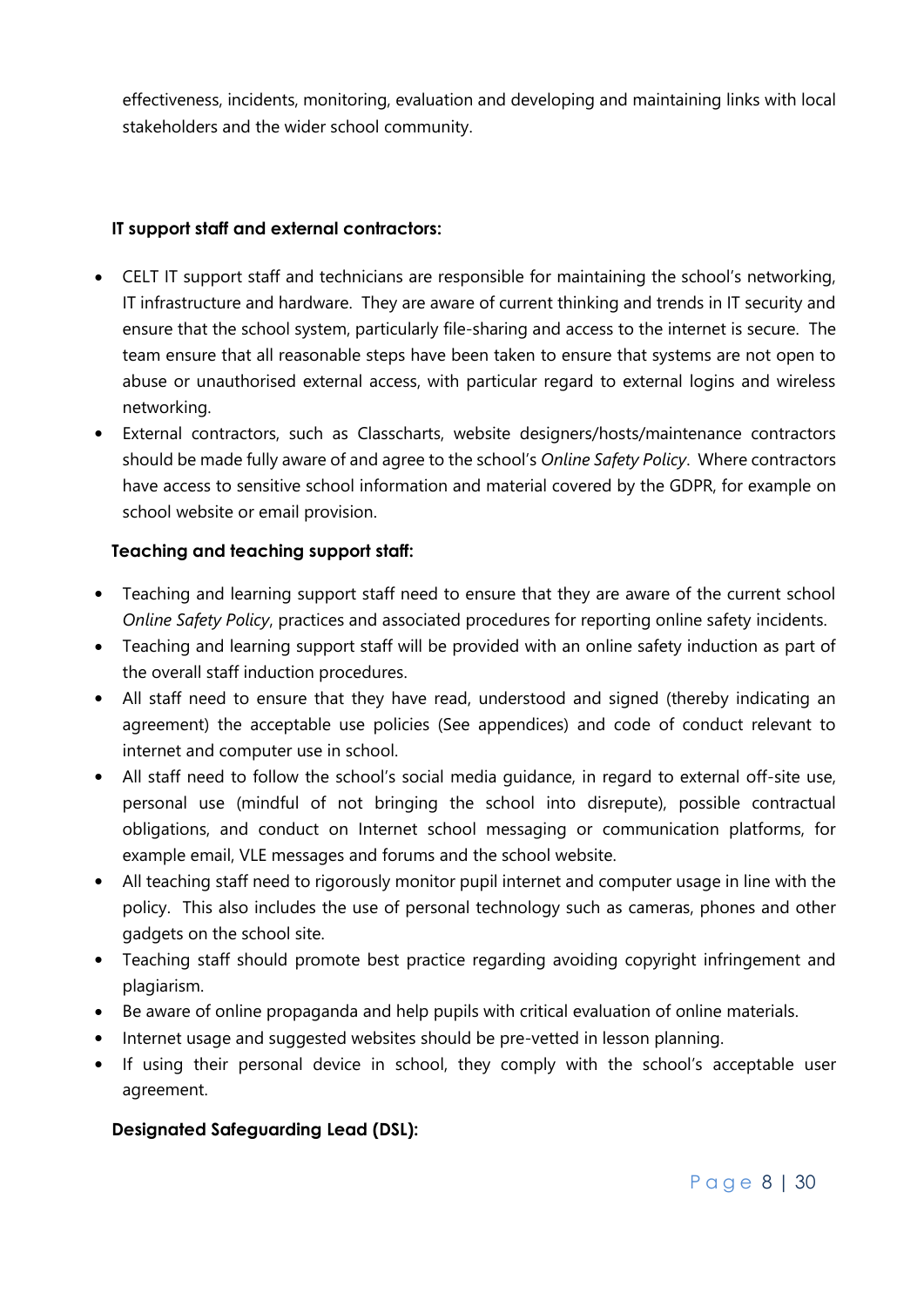effectiveness, incidents, monitoring, evaluation and developing and maintaining links with local stakeholders and the wider school community.

**IT support staff and external contractors:**

- CELT IT support staff and technicians are responsible for maintaining the school's networking, IT infrastructure and hardware. They are aware of current thinking and trends in IT security and ensure that the school system, particularly file-sharing and access to the internet is secure. The team ensure that all reasonable steps have been taken to ensure that systems are not open to abuse or unauthorised external access, with particular regard to external logins and wireless networking.
- External contractors, such as Classcharts, website designers/hosts/maintenance contractors should be made fully aware of and agree to the school's *Online Safety Policy*. Where contractors have access to sensitive school information and material covered by the GDPR, for example on school website or email provision.

**Teaching and teaching support staff:**

- Teaching and learning support staff need to ensure that they are aware of the current school *Online Safety Policy*, practices and associated procedures for reporting online safety incidents.
- Teaching and learning support staff will be provided with an online safety induction as part of the overall staff induction procedures.
- All staff need to ensure that they have read, understood and signed (thereby indicating an agreement) the acceptable use policies (See appendices) and code of conduct relevant to internet and computer use in school.
- All staff need to follow the school's social media guidance, in regard to external off-site use, personal use (mindful of not bringing the school into disrepute), possible contractual obligations, and conduct on Internet school messaging or communication platforms, for example email, VLE messages and forums and the school website.
- All teaching staff need to rigorously monitor pupil internet and computer usage in line with the policy. This also includes the use of personal technology such as cameras, phones and other gadgets on the school site.
- Teaching staff should promote best practice regarding avoiding copyright infringement and plagiarism.
- Be aware of online propaganda and help pupils with critical evaluation of online materials.
- Internet usage and suggested websites should be pre-vetted in lesson planning.
- If using their personal device in school, they comply with the school's acceptable user agreement.

**Designated Safeguarding Lead (DSL):**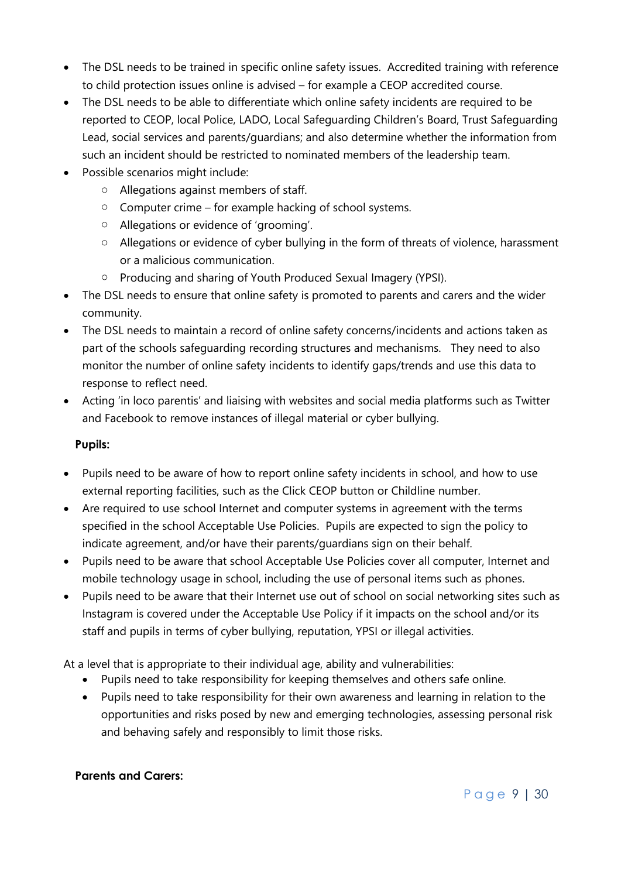- The DSL needs to be trained in specific online safety issues. Accredited training with reference to child protection issues online is advised – for example a CEOP accredited course.
- The DSL needs to be able to differentiate which online safety incidents are required to be reported to CEOP, local Police, LADO, Local Safeguarding Children's Board, Trust Safeguarding Lead, social services and parents/guardians; and also determine whether the information from such an incident should be restricted to nominated members of the leadership team.
- Possible scenarios might include:
  - Allegations against members of staff.
  - Computer crime – for example hacking of school systems.
  - Allegations or evidence of 'grooming'.
  - Allegations or evidence of cyber bullying in the form of threats of violence, harassment or a malicious communication.
  - Producing and sharing of Youth Produced Sexual Imagery (YPSI).
- The DSL needs to ensure that online safety is promoted to parents and carers and the wider community.
- The DSL needs to maintain a record of online safety concerns/incidents and actions taken as part of the schools safeguarding recording structures and mechanisms. They need to also monitor the number of online safety incidents to identify gaps/trends and use this data to response to reflect need.
- Acting 'in loco parentis' and liaising with websites and social media platforms such as Twitter and Facebook to remove instances of illegal material or cyber bullying.

**Pupils:**

- Pupils need to be aware of how to report online safety incidents in school, and how to use external reporting facilities, such as the Click CEOP button or Childline number.
- Are required to use school Internet and computer systems in agreement with the terms specified in the school Acceptable Use Policies. Pupils are expected to sign the policy to indicate agreement, and/or have their parents/guardians sign on their behalf.
- Pupils need to be aware that school Acceptable Use Policies cover all computer, Internet and mobile technology usage in school, including the use of personal items such as phones.
- Pupils need to be aware that their Internet use out of school on social networking sites such as Instagram is covered under the Acceptable Use Policy if it impacts on the school and/or its staff and pupils in terms of cyber bullying, reputation, YPSI or illegal activities.

At a level that is appropriate to their individual age, ability and vulnerabilities:

- Pupils need to take responsibility for keeping themselves and others safe online.
- Pupils need to take responsibility for their own awareness and learning in relation to the opportunities and risks posed by new and emerging technologies, assessing personal risk and behaving safely and responsibly to limit those risks.

**Parents and Carers:**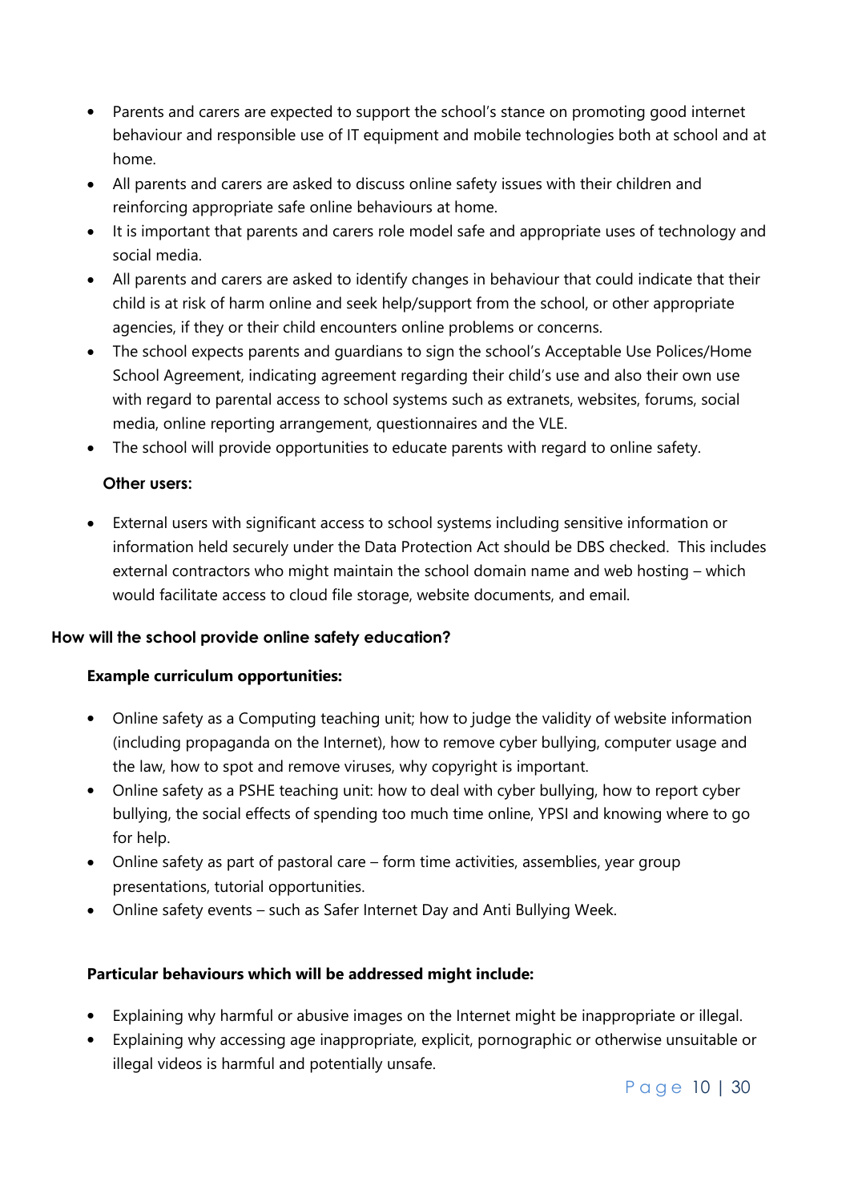- Parents and carers are expected to support the school's stance on promoting good internet behaviour and responsible use of IT equipment and mobile technologies both at school and at home.
- All parents and carers are asked to discuss online safety issues with their children and reinforcing appropriate safe online behaviours at home.
- It is important that parents and carers role model safe and appropriate uses of technology and social media.
- All parents and carers are asked to identify changes in behaviour that could indicate that their child is at risk of harm online and seek help/support from the school, or other appropriate agencies, if they or their child encounters online problems or concerns.
- The school expects parents and guardians to sign the school's Acceptable Use Polices/Home School Agreement, indicating agreement regarding their child's use and also their own use with regard to parental access to school systems such as extranets, websites, forums, social media, online reporting arrangement, questionnaires and the VLE.
- The school will provide opportunities to educate parents with regard to online safety.

**Other users:**

- External users with significant access to school systems including sensitive information or information held securely under the Data Protection Act should be DBS checked. This includes external contractors who might maintain the school domain name and web hosting – which would facilitate access to cloud file storage, website documents, and email.

**How will the school provide online safety education?**

**Example curriculum opportunities:**

- Online safety as a Computing teaching unit; how to judge the validity of website information (including propaganda on the Internet), how to remove cyber bullying, computer usage and the law, how to spot and remove viruses, why copyright is important.
- Online safety as a PSHE teaching unit: how to deal with cyber bullying, how to report cyber bullying, the social effects of spending too much time online, YPSI and knowing where to go for help.
- Online safety as part of pastoral care – form time activities, assemblies, year group presentations, tutorial opportunities.
- Online safety events – such as Safer Internet Day and Anti Bullying Week.

**Particular behaviours which will be addressed might include:**

- Explaining why harmful or abusive images on the Internet might be inappropriate or illegal.
- Explaining why accessing age inappropriate, explicit, pornographic or otherwise unsuitable or illegal videos is harmful and potentially unsafe.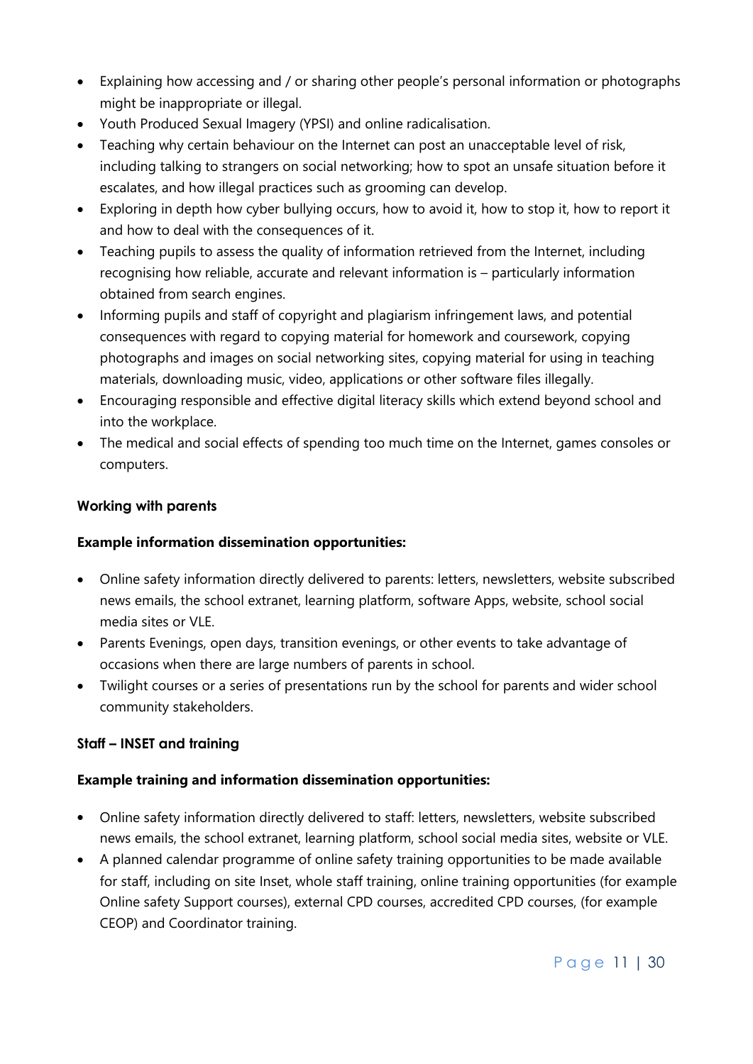- Explaining how accessing and / or sharing other people's personal information or photographs might be inappropriate or illegal.
- Youth Produced Sexual Imagery (YPSI) and online radicalisation.
- Teaching why certain behaviour on the Internet can post an unacceptable level of risk, including talking to strangers on social networking; how to spot an unsafe situation before it escalates, and how illegal practices such as grooming can develop.
- Exploring in depth how cyber bullying occurs, how to avoid it, how to stop it, how to report it and how to deal with the consequences of it.
- Teaching pupils to assess the quality of information retrieved from the Internet, including recognising how reliable, accurate and relevant information is – particularly information obtained from search engines.
- Informing pupils and staff of copyright and plagiarism infringement laws, and potential consequences with regard to copying material for homework and coursework, copying photographs and images on social networking sites, copying material for using in teaching materials, downloading music, video, applications or other software files illegally.
- Encouraging responsible and effective digital literacy skills which extend beyond school and into the workplace.
- The medical and social effects of spending too much time on the Internet, games consoles or computers.

### Working with parents

**Example information dissemination opportunities:**

- Online safety information directly delivered to parents: letters, newsletters, website subscribed news emails, the school extranet, learning platform, software Apps, website, school social media sites or VLE.
- Parents Evenings, open days, transition evenings, or other events to take advantage of occasions when there are large numbers of parents in school.
- Twilight courses or a series of presentations run by the school for parents and wider school community stakeholders.

### Staff – INSET and training

**Example training and information dissemination opportunities:**

- Online safety information directly delivered to staff: letters, newsletters, website subscribed news emails, the school extranet, learning platform, school social media sites, website or VLE.
- A planned calendar programme of online safety training opportunities to be made available for staff, including on site Inset, whole staff training, online training opportunities (for example Online safety Support courses), external CPD courses, accredited CPD courses, (for example CEOP) and Coordinator training.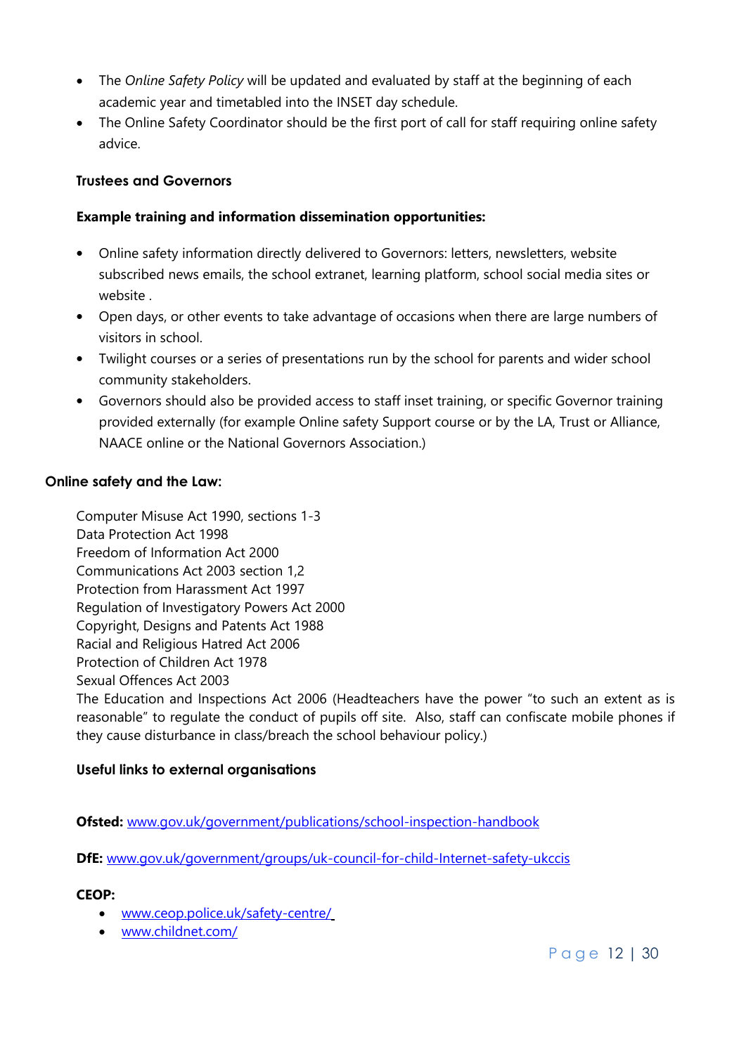- The *Online Safety Policy* will be updated and evaluated by staff at the beginning of each academic year and timetabled into the INSET day schedule.
- The Online Safety Coordinator should be the first port of call for staff requiring online safety advice.

**Trustees and Governors**

**Example training and information dissemination opportunities:**

- Online safety information directly delivered to Governors: letters, newsletters, website subscribed news emails, the school extranet, learning platform, school social media sites or website .
- Open days, or other events to take advantage of occasions when there are large numbers of visitors in school.
- Twilight courses or a series of presentations run by the school for parents and wider school community stakeholders.
- Governors should also be provided access to staff inset training, or specific Governor training provided externally (for example Online safety Support course or by the LA, Trust or Alliance, NAACE online or the National Governors Association.)

### Online safety and the Law:

Computer Misuse Act 1990, sections 1-3
Data Protection Act 1998
Freedom of Information Act 2000
Communications Act 2003 section 1,2
Protection from Harassment Act 1997
Regulation of Investigatory Powers Act 2000
Copyright, Designs and Patents Act 1988
Racial and Religious Hatred Act 2006
Protection of Children Act 1978
Sexual Offences Act 2003
The Education and Inspections Act 2006 (Headteachers have the power "to such an extent as is reasonable" to regulate the conduct of pupils off site. Also, staff can confiscate mobile phones if they cause disturbance in class/breach the school behaviour policy.)

**Useful links to external organisations**

**Ofsted:** www.gov.uk/government/publications/school-inspection-handbook

**DfE:** www.gov.uk/government/groups/uk-council-for-child-Internet-safety-ukccis

**CEOP:**

- www.ceop.police.uk/safety-centre/
- www.childnet.com/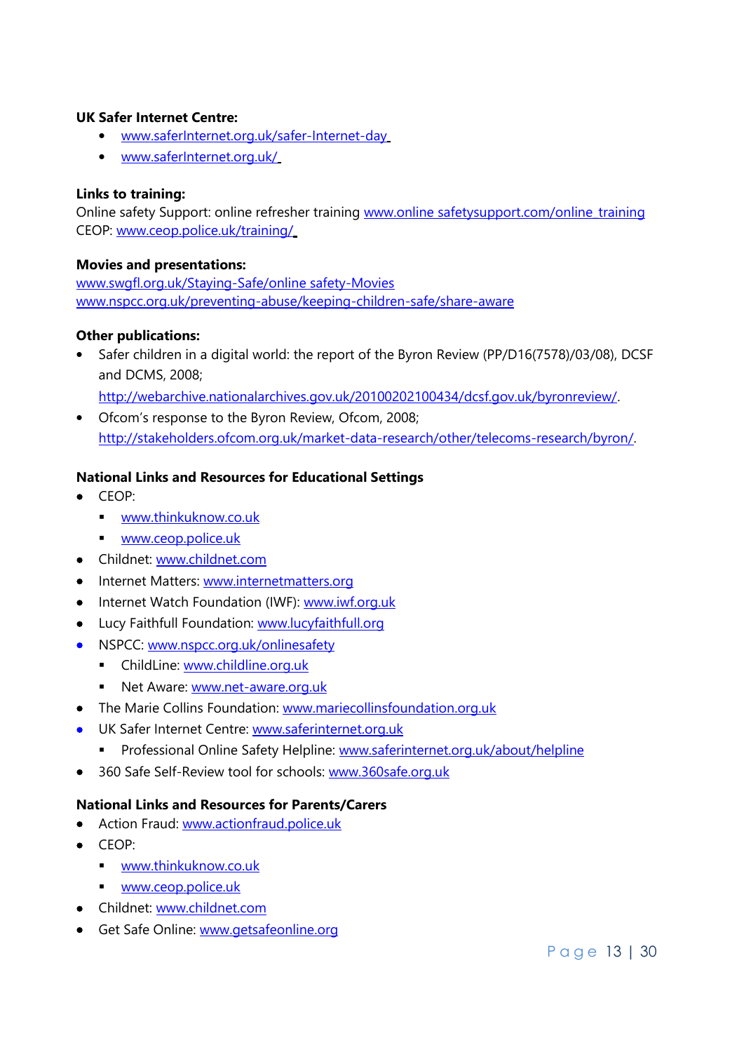**UK Safer Internet Centre:**

- www.saferInternet.org.uk/safer-Internet-day
- www.saferInternet.org.uk/

**Links to training:**

Online safety Support: online refresher training www.online safetysupport.com/online training
CEOP: www.ceop.police.uk/training/

**Movies and presentations:**

www.swgfl.org.uk/Staying-Safe/online safety-Movies
www.nspcc.org.uk/preventing-abuse/keeping-children-safe/share-aware

**Other publications:**

- Safer children in a digital world: the report of the Byron Review (PP/D16(7578)/03/08), DCSF and DCMS, 2008; http://webarchive.nationalarchives.gov.uk/20100202100434/dcsf.gov.uk/byronreview/.
- Ofcom's response to the Byron Review, Ofcom, 2008; http://stakeholders.ofcom.org.uk/market-data-research/other/telecoms-research/byron/.

**National Links and Resources for Educational Settings**

- CEOP:
  - www.thinkuknow.co.uk
  - www.ceop.police.uk
- Childnet: www.childnet.com
- Internet Matters: www.internetmatters.org
- Internet Watch Foundation (IWF): www.iwf.org.uk
- Lucy Faithfull Foundation: www.lucyfaithfull.org
- NSPCC: www.nspcc.org.uk/onlinesafety
  - ChildLine: www.childline.org.uk
  - Net Aware: www.net-aware.org.uk
- The Marie Collins Foundation: www.mariecollinsfoundation.org.uk
- UK Safer Internet Centre: www.saferinternet.org.uk
  - Professional Online Safety Helpline: www.saferinternet.org.uk/about/helpline
- 360 Safe Self-Review tool for schools: www.360safe.org.uk

**National Links and Resources for Parents/Carers**

- Action Fraud: www.actionfraud.police.uk
- CEOP:
  - www.thinkuknow.co.uk
  - www.ceop.police.uk
- Childnet: www.childnet.com
- Get Safe Online: www.getsafeonline.org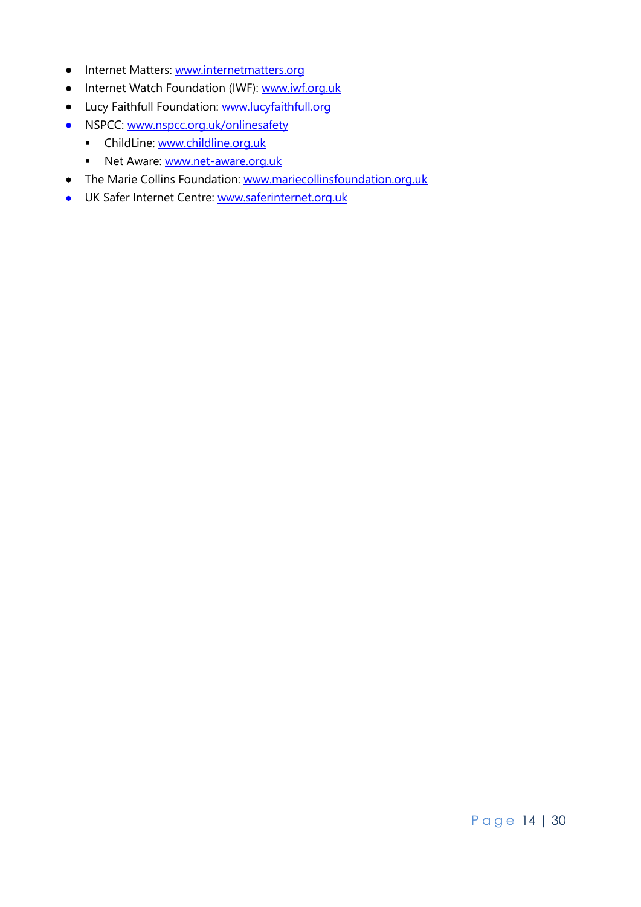- Internet Matters: [www.internetmatters.org](http://www.internetmatters.org)
- Internet Watch Foundation (IWF): [www.iwf.org.uk](http://www.iwf.org.uk)
- Lucy Faithfull Foundation: [www.lucyfaithfull.org](http://www.lucyfaithfull.org)
- NSPCC: [www.nspcc.org.uk/onlinesafety](http://www.nspcc.org.uk/onlinesafety)
  - ChildLine: [www.childline.org.uk](http://www.childline.org.uk)
  - Net Aware: [www.net-aware.org.uk](http://www.net-aware.org.uk)
- The Marie Collins Foundation: [www.mariecollinsfoundation.org.uk](http://www.mariecollinsfoundation.org.uk)
- UK Safer Internet Centre: [www.saferinternet.org.uk](http://www.saferinternet.org.uk)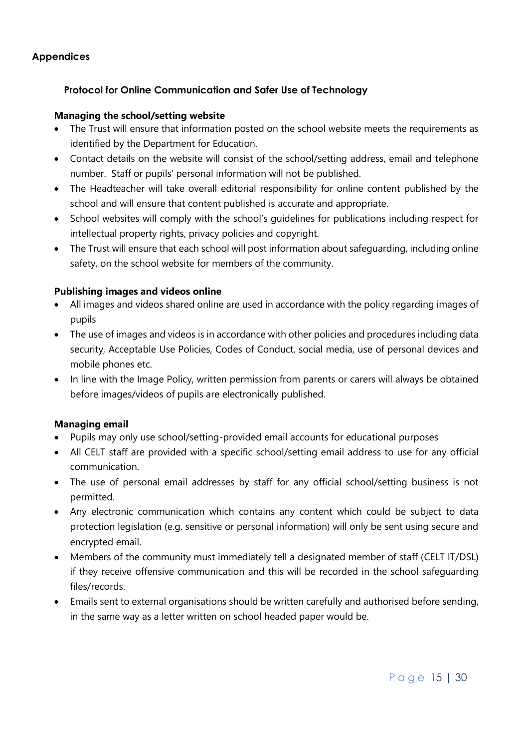## Appendices

### Protocol for Online Communication and Safer Use of Technology

**Managing the school/setting website**

- The Trust will ensure that information posted on the school website meets the requirements as identified by the Department for Education.
- Contact details on the website will consist of the school/setting address, email and telephone number. Staff or pupils' personal information will <u>not</u> be published.
- The Headteacher will take overall editorial responsibility for online content published by the school and will ensure that content published is accurate and appropriate.
- School websites will comply with the school's guidelines for publications including respect for intellectual property rights, privacy policies and copyright.
- The Trust will ensure that each school will post information about safeguarding, including online safety, on the school website for members of the community.

**Publishing images and videos online**

- All images and videos shared online are used in accordance with the policy regarding images of pupils
- The use of images and videos is in accordance with other policies and procedures including data security, Acceptable Use Policies, Codes of Conduct, social media, use of personal devices and mobile phones etc.
- In line with the Image Policy, written permission from parents or carers will always be obtained before images/videos of pupils are electronically published.

**Managing email**

- Pupils may only use school/setting-provided email accounts for educational purposes
- All CELT staff are provided with a specific school/setting email address to use for any official communication.
- The use of personal email addresses by staff for any official school/setting business is not permitted.
- Any electronic communication which contains any content which could be subject to data protection legislation (e.g. sensitive or personal information) will only be sent using secure and encrypted email.
- Members of the community must immediately tell a designated member of staff (CELT IT/DSL) if they receive offensive communication and this will be recorded in the school safeguarding files/records.
- Emails sent to external organisations should be written carefully and authorised before sending, in the same way as a letter written on school headed paper would be.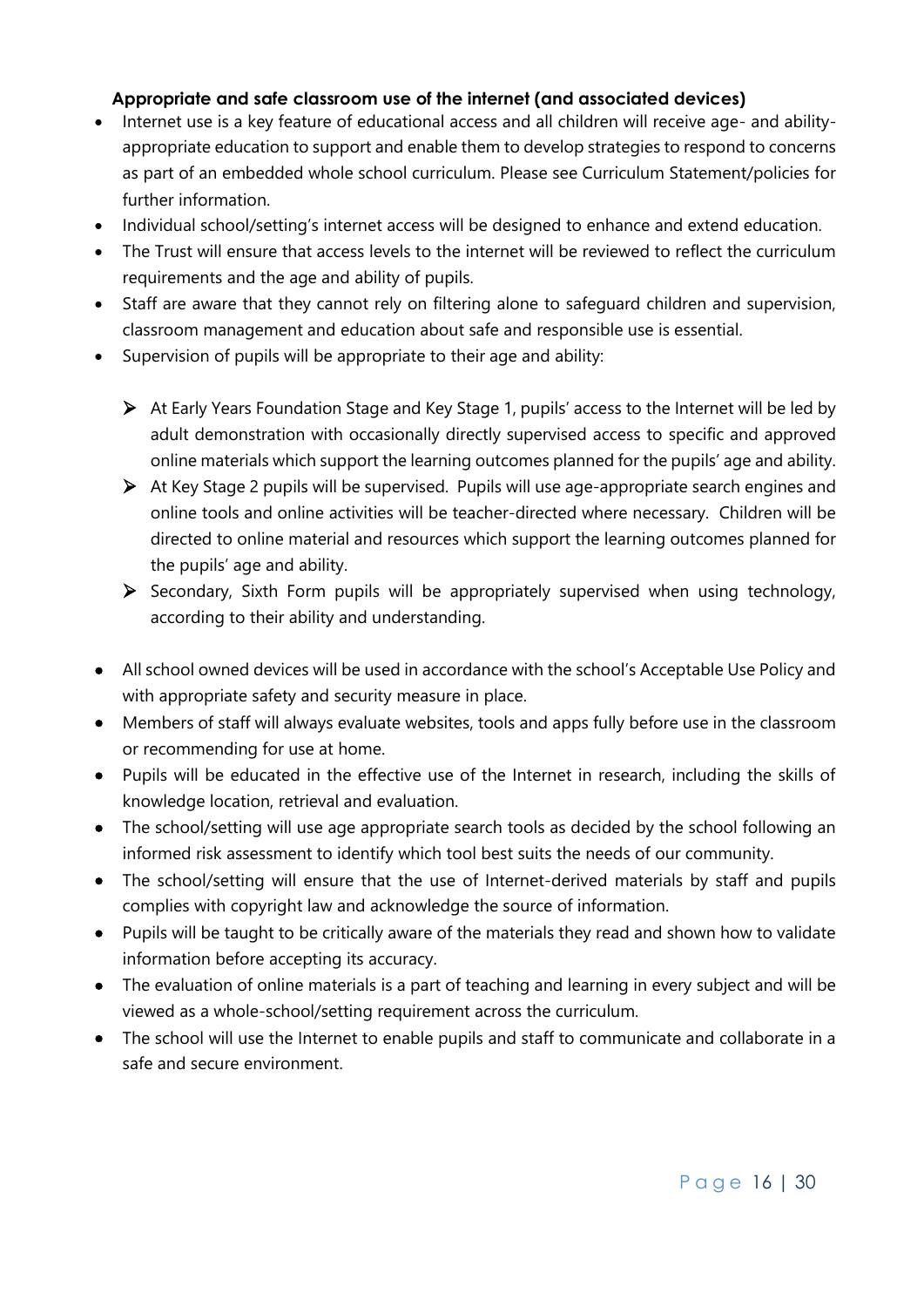### Appropriate and safe classroom use of the internet (and associated devices)

- Internet use is a key feature of educational access and all children will receive age- and ability-appropriate education to support and enable them to develop strategies to respond to concerns as part of an embedded whole school curriculum. Please see Curriculum Statement/policies for further information.
- Individual school/setting's internet access will be designed to enhance and extend education.
- The Trust will ensure that access levels to the internet will be reviewed to reflect the curriculum requirements and the age and ability of pupils.
- Staff are aware that they cannot rely on filtering alone to safeguard children and supervision, classroom management and education about safe and responsible use is essential.
- Supervision of pupils will be appropriate to their age and ability:
  - At Early Years Foundation Stage and Key Stage 1, pupils' access to the Internet will be led by adult demonstration with occasionally directly supervised access to specific and approved online materials which support the learning outcomes planned for the pupils' age and ability.
  - At Key Stage 2 pupils will be supervised. Pupils will use age-appropriate search engines and online tools and online activities will be teacher-directed where necessary. Children will be directed to online material and resources which support the learning outcomes planned for the pupils' age and ability.
  - Secondary, Sixth Form pupils will be appropriately supervised when using technology, according to their ability and understanding.

- All school owned devices will be used in accordance with the school's Acceptable Use Policy and with appropriate safety and security measure in place.
- Members of staff will always evaluate websites, tools and apps fully before use in the classroom or recommending for use at home.
- Pupils will be educated in the effective use of the Internet in research, including the skills of knowledge location, retrieval and evaluation.
- The school/setting will use age appropriate search tools as decided by the school following an informed risk assessment to identify which tool best suits the needs of our community.
- The school/setting will ensure that the use of Internet-derived materials by staff and pupils complies with copyright law and acknowledge the source of information.
- Pupils will be taught to be critically aware of the materials they read and shown how to validate information before accepting its accuracy.
- The evaluation of online materials is a part of teaching and learning in every subject and will be viewed as a whole-school/setting requirement across the curriculum.
- The school will use the Internet to enable pupils and staff to communicate and collaborate in a safe and secure environment.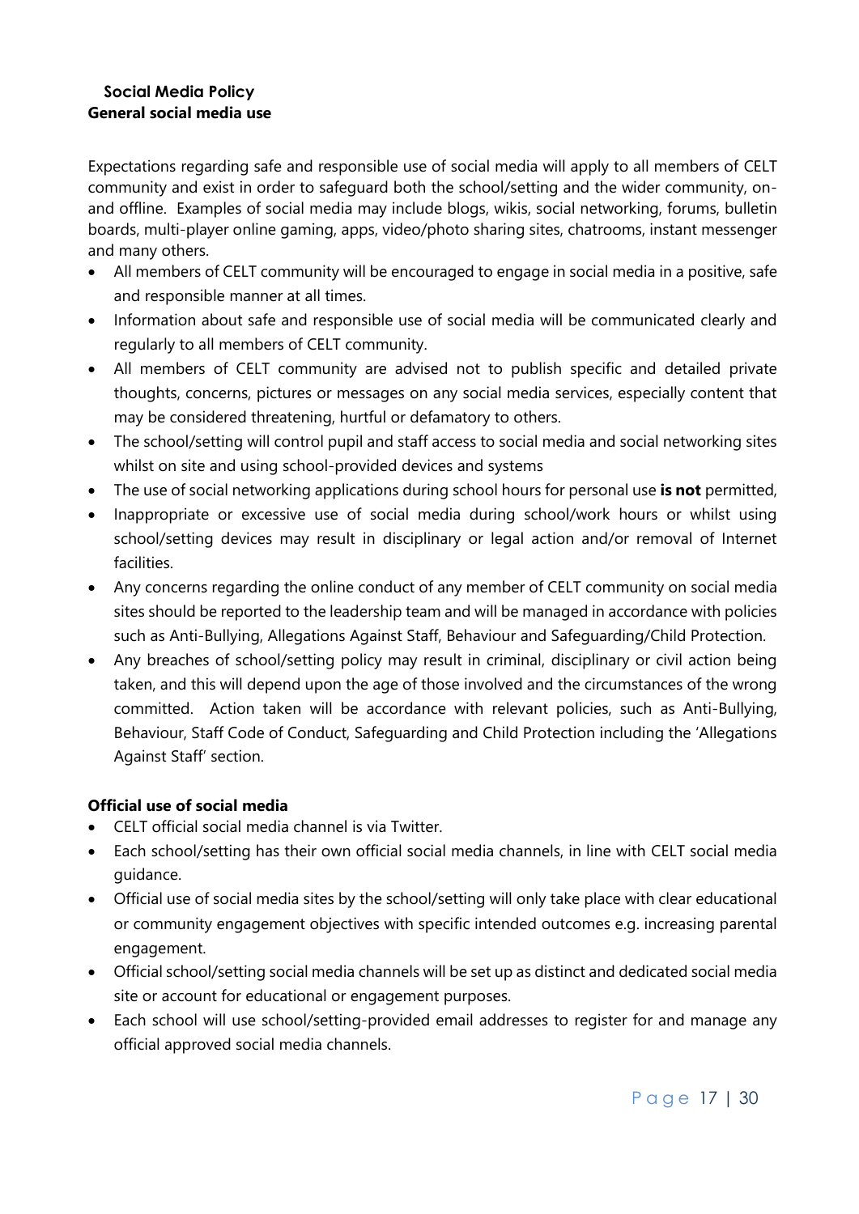## Social Media Policy

### General social media use

Expectations regarding safe and responsible use of social media will apply to all members of CELT community and exist in order to safeguard both the school/setting and the wider community, on- and offline. Examples of social media may include blogs, wikis, social networking, forums, bulletin boards, multi-player online gaming, apps, video/photo sharing sites, chatrooms, instant messenger and many others.

- All members of CELT community will be encouraged to engage in social media in a positive, safe and responsible manner at all times.
- Information about safe and responsible use of social media will be communicated clearly and regularly to all members of CELT community.
- All members of CELT community are advised not to publish specific and detailed private thoughts, concerns, pictures or messages on any social media services, especially content that may be considered threatening, hurtful or defamatory to others.
- The school/setting will control pupil and staff access to social media and social networking sites whilst on site and using school-provided devices and systems
- The use of social networking applications during school hours for personal use **is not** permitted,
- Inappropriate or excessive use of social media during school/work hours or whilst using school/setting devices may result in disciplinary or legal action and/or removal of Internet facilities.
- Any concerns regarding the online conduct of any member of CELT community on social media sites should be reported to the leadership team and will be managed in accordance with policies such as Anti-Bullying, Allegations Against Staff, Behaviour and Safeguarding/Child Protection.
- Any breaches of school/setting policy may result in criminal, disciplinary or civil action being taken, and this will depend upon the age of those involved and the circumstances of the wrong committed. Action taken will be accordance with relevant policies, such as Anti-Bullying, Behaviour, Staff Code of Conduct, Safeguarding and Child Protection including the 'Allegations Against Staff' section.

### Official use of social media

- CELT official social media channel is via Twitter.
- Each school/setting has their own official social media channels, in line with CELT social media guidance.
- Official use of social media sites by the school/setting will only take place with clear educational or community engagement objectives with specific intended outcomes e.g. increasing parental engagement.
- Official school/setting social media channels will be set up as distinct and dedicated social media site or account for educational or engagement purposes.
- Each school will use school/setting-provided email addresses to register for and manage any official approved social media channels.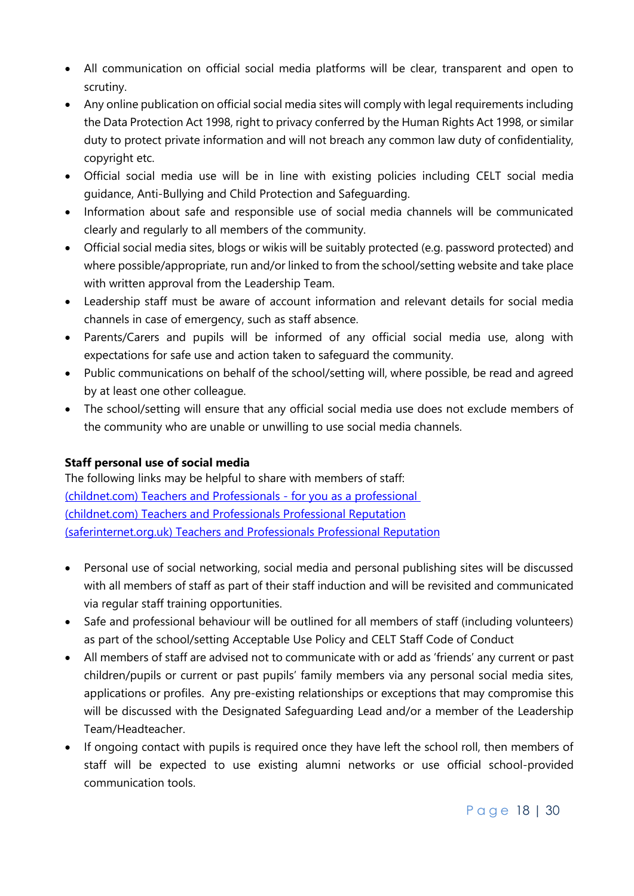- All communication on official social media platforms will be clear, transparent and open to scrutiny.
- Any online publication on official social media sites will comply with legal requirements including the Data Protection Act 1998, right to privacy conferred by the Human Rights Act 1998, or similar duty to protect private information and will not breach any common law duty of confidentiality, copyright etc.
- Official social media use will be in line with existing policies including CELT social media guidance, Anti-Bullying and Child Protection and Safeguarding.
- Information about safe and responsible use of social media channels will be communicated clearly and regularly to all members of the community.
- Official social media sites, blogs or wikis will be suitably protected (e.g. password protected) and where possible/appropriate, run and/or linked to from the school/setting website and take place with written approval from the Leadership Team.
- Leadership staff must be aware of account information and relevant details for social media channels in case of emergency, such as staff absence.
- Parents/Carers and pupils will be informed of any official social media use, along with expectations for safe use and action taken to safeguard the community.
- Public communications on behalf of the school/setting will, where possible, be read and agreed by at least one other colleague.
- The school/setting will ensure that any official social media use does not exclude members of the community who are unable or unwilling to use social media channels.

**Staff personal use of social media**

The following links may be helpful to share with members of staff:
(childnet.com) Teachers and Professionals - for you as a professional
(childnet.com) Teachers and Professionals Professional Reputation
(saferinternet.org.uk) Teachers and Professionals Professional Reputation

- Personal use of social networking, social media and personal publishing sites will be discussed with all members of staff as part of their staff induction and will be revisited and communicated via regular staff training opportunities.
- Safe and professional behaviour will be outlined for all members of staff (including volunteers) as part of the school/setting Acceptable Use Policy and CELT Staff Code of Conduct
- All members of staff are advised not to communicate with or add as 'friends' any current or past children/pupils or current or past pupils' family members via any personal social media sites, applications or profiles. Any pre-existing relationships or exceptions that may compromise this will be discussed with the Designated Safeguarding Lead and/or a member of the Leadership Team/Headteacher.
- If ongoing contact with pupils is required once they have left the school roll, then members of staff will be expected to use existing alumni networks or use official school-provided communication tools.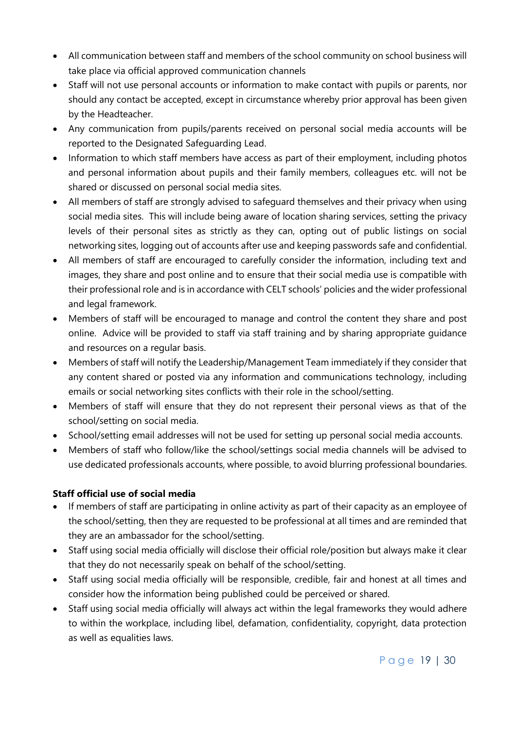- All communication between staff and members of the school community on school business will take place via official approved communication channels
- Staff will not use personal accounts or information to make contact with pupils or parents, nor should any contact be accepted, except in circumstance whereby prior approval has been given by the Headteacher.
- Any communication from pupils/parents received on personal social media accounts will be reported to the Designated Safeguarding Lead.
- Information to which staff members have access as part of their employment, including photos and personal information about pupils and their family members, colleagues etc. will not be shared or discussed on personal social media sites.
- All members of staff are strongly advised to safeguard themselves and their privacy when using social media sites. This will include being aware of location sharing services, setting the privacy levels of their personal sites as strictly as they can, opting out of public listings on social networking sites, logging out of accounts after use and keeping passwords safe and confidential.
- All members of staff are encouraged to carefully consider the information, including text and images, they share and post online and to ensure that their social media use is compatible with their professional role and is in accordance with CELT schools' policies and the wider professional and legal framework.
- Members of staff will be encouraged to manage and control the content they share and post online. Advice will be provided to staff via staff training and by sharing appropriate guidance and resources on a regular basis.
- Members of staff will notify the Leadership/Management Team immediately if they consider that any content shared or posted via any information and communications technology, including emails or social networking sites conflicts with their role in the school/setting.
- Members of staff will ensure that they do not represent their personal views as that of the school/setting on social media.
- School/setting email addresses will not be used for setting up personal social media accounts.
- Members of staff who follow/like the school/settings social media channels will be advised to use dedicated professionals accounts, where possible, to avoid blurring professional boundaries.

**Staff official use of social media**

- If members of staff are participating in online activity as part of their capacity as an employee of the school/setting, then they are requested to be professional at all times and are reminded that they are an ambassador for the school/setting.
- Staff using social media officially will disclose their official role/position but always make it clear that they do not necessarily speak on behalf of the school/setting.
- Staff using social media officially will be responsible, credible, fair and honest at all times and consider how the information being published could be perceived or shared.
- Staff using social media officially will always act within the legal frameworks they would adhere to within the workplace, including libel, defamation, confidentiality, copyright, data protection as well as equalities laws.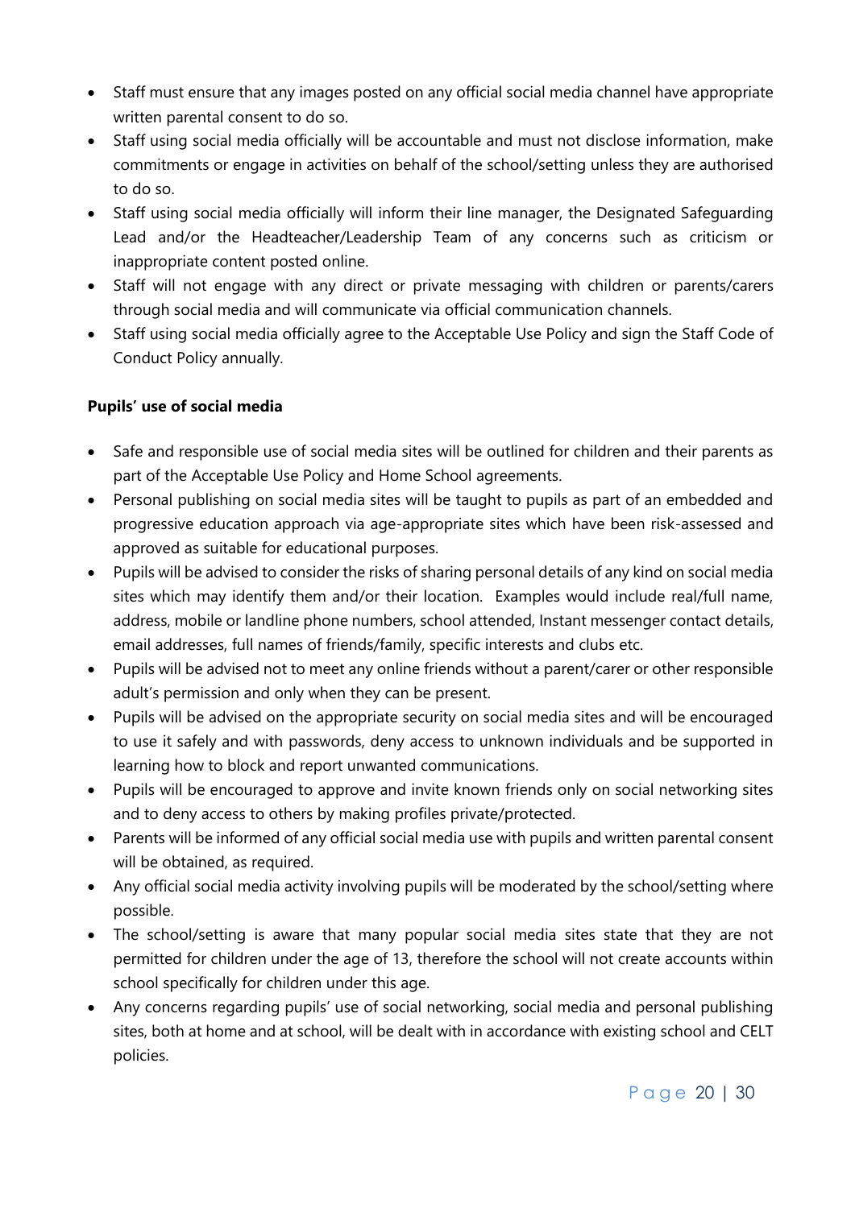- Staff must ensure that any images posted on any official social media channel have appropriate written parental consent to do so.
- Staff using social media officially will be accountable and must not disclose information, make commitments or engage in activities on behalf of the school/setting unless they are authorised to do so.
- Staff using social media officially will inform their line manager, the Designated Safeguarding Lead and/or the Headteacher/Leadership Team of any concerns such as criticism or inappropriate content posted online.
- Staff will not engage with any direct or private messaging with children or parents/carers through social media and will communicate via official communication channels.
- Staff using social media officially agree to the Acceptable Use Policy and sign the Staff Code of Conduct Policy annually.

**Pupils' use of social media**

- Safe and responsible use of social media sites will be outlined for children and their parents as part of the Acceptable Use Policy and Home School agreements.
- Personal publishing on social media sites will be taught to pupils as part of an embedded and progressive education approach via age-appropriate sites which have been risk-assessed and approved as suitable for educational purposes.
- Pupils will be advised to consider the risks of sharing personal details of any kind on social media sites which may identify them and/or their location. Examples would include real/full name, address, mobile or landline phone numbers, school attended, Instant messenger contact details, email addresses, full names of friends/family, specific interests and clubs etc.
- Pupils will be advised not to meet any online friends without a parent/carer or other responsible adult's permission and only when they can be present.
- Pupils will be advised on the appropriate security on social media sites and will be encouraged to use it safely and with passwords, deny access to unknown individuals and be supported in learning how to block and report unwanted communications.
- Pupils will be encouraged to approve and invite known friends only on social networking sites and to deny access to others by making profiles private/protected.
- Parents will be informed of any official social media use with pupils and written parental consent will be obtained, as required.
- Any official social media activity involving pupils will be moderated by the school/setting where possible.
- The school/setting is aware that many popular social media sites state that they are not permitted for children under the age of 13, therefore the school will not create accounts within school specifically for children under this age.
- Any concerns regarding pupils' use of social networking, social media and personal publishing sites, both at home and at school, will be dealt with in accordance with existing school and CELT policies.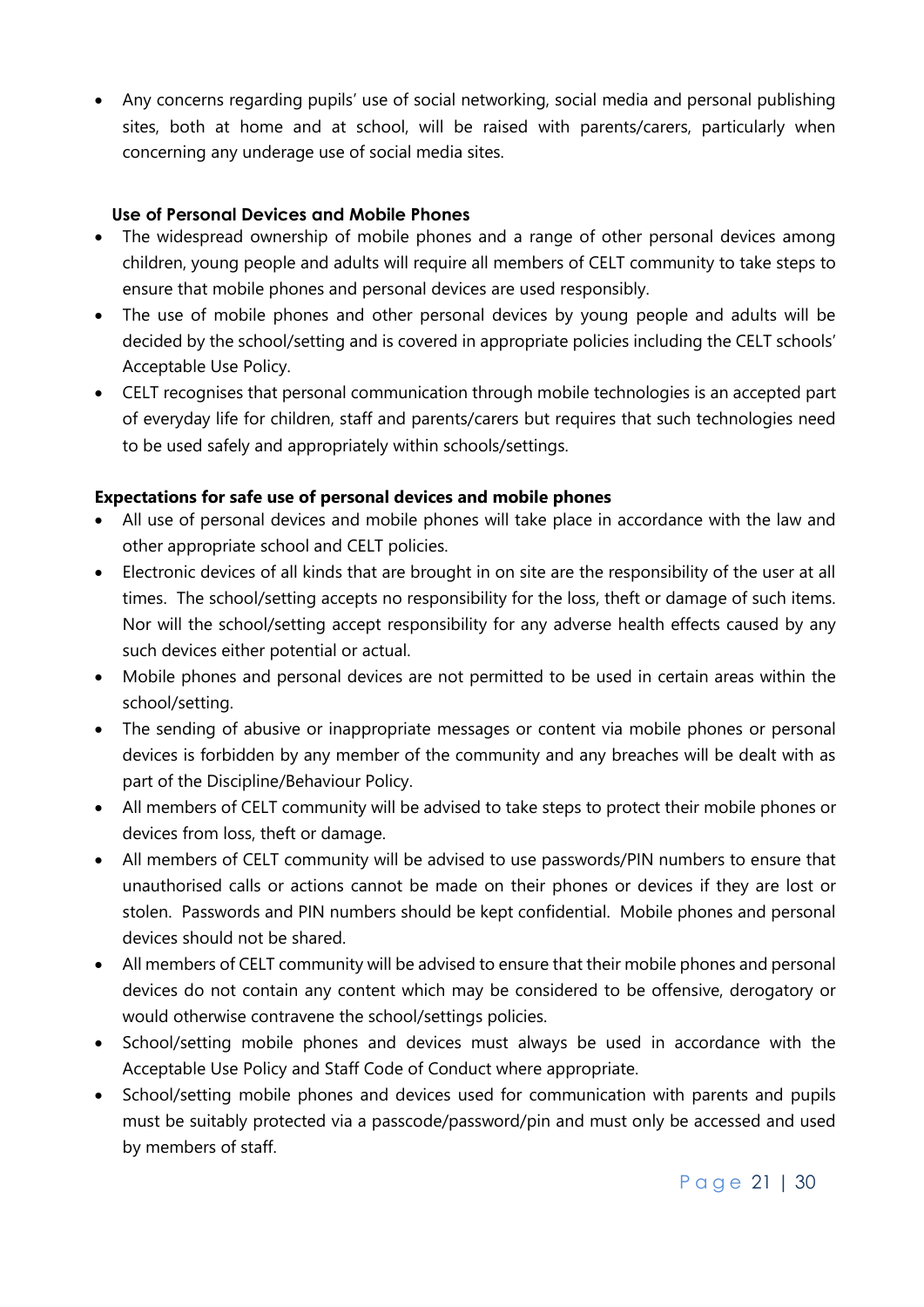- Any concerns regarding pupils' use of social networking, social media and personal publishing sites, both at home and at school, will be raised with parents/carers, particularly when concerning any underage use of social media sites.

### Use of Personal Devices and Mobile Phones

- The widespread ownership of mobile phones and a range of other personal devices among children, young people and adults will require all members of CELT community to take steps to ensure that mobile phones and personal devices are used responsibly.
- The use of mobile phones and other personal devices by young people and adults will be decided by the school/setting and is covered in appropriate policies including the CELT schools' Acceptable Use Policy.
- CELT recognises that personal communication through mobile technologies is an accepted part of everyday life for children, staff and parents/carers but requires that such technologies need to be used safely and appropriately within schools/settings.

### Expectations for safe use of personal devices and mobile phones

- All use of personal devices and mobile phones will take place in accordance with the law and other appropriate school and CELT policies.
- Electronic devices of all kinds that are brought in on site are the responsibility of the user at all times. The school/setting accepts no responsibility for the loss, theft or damage of such items. Nor will the school/setting accept responsibility for any adverse health effects caused by any such devices either potential or actual.
- Mobile phones and personal devices are not permitted to be used in certain areas within the school/setting.
- The sending of abusive or inappropriate messages or content via mobile phones or personal devices is forbidden by any member of the community and any breaches will be dealt with as part of the Discipline/Behaviour Policy.
- All members of CELT community will be advised to take steps to protect their mobile phones or devices from loss, theft or damage.
- All members of CELT community will be advised to use passwords/PIN numbers to ensure that unauthorised calls or actions cannot be made on their phones or devices if they are lost or stolen. Passwords and PIN numbers should be kept confidential. Mobile phones and personal devices should not be shared.
- All members of CELT community will be advised to ensure that their mobile phones and personal devices do not contain any content which may be considered to be offensive, derogatory or would otherwise contravene the school/settings policies.
- School/setting mobile phones and devices must always be used in accordance with the Acceptable Use Policy and Staff Code of Conduct where appropriate.
- School/setting mobile phones and devices used for communication with parents and pupils must be suitably protected via a passcode/password/pin and must only be accessed and used by members of staff.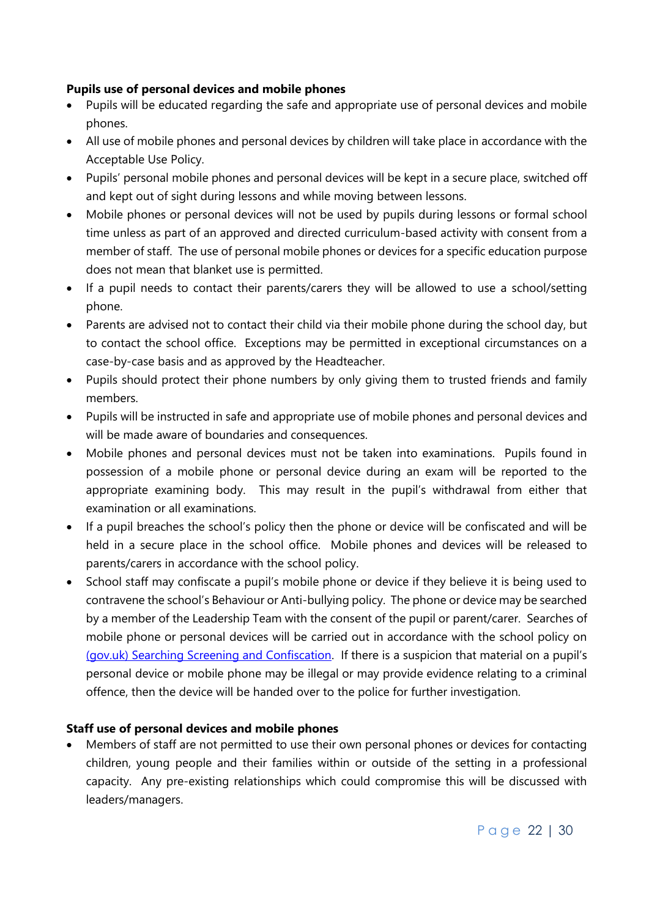**Pupils use of personal devices and mobile phones**

- Pupils will be educated regarding the safe and appropriate use of personal devices and mobile phones.
- All use of mobile phones and personal devices by children will take place in accordance with the Acceptable Use Policy.
- Pupils' personal mobile phones and personal devices will be kept in a secure place, switched off and kept out of sight during lessons and while moving between lessons.
- Mobile phones or personal devices will not be used by pupils during lessons or formal school time unless as part of an approved and directed curriculum-based activity with consent from a member of staff. The use of personal mobile phones or devices for a specific education purpose does not mean that blanket use is permitted.
- If a pupil needs to contact their parents/carers they will be allowed to use a school/setting phone.
- Parents are advised not to contact their child via their mobile phone during the school day, but to contact the school office. Exceptions may be permitted in exceptional circumstances on a case-by-case basis and as approved by the Headteacher.
- Pupils should protect their phone numbers by only giving them to trusted friends and family members.
- Pupils will be instructed in safe and appropriate use of mobile phones and personal devices and will be made aware of boundaries and consequences.
- Mobile phones and personal devices must not be taken into examinations. Pupils found in possession of a mobile phone or personal device during an exam will be reported to the appropriate examining body. This may result in the pupil's withdrawal from either that examination or all examinations.
- If a pupil breaches the school's policy then the phone or device will be confiscated and will be held in a secure place in the school office. Mobile phones and devices will be released to parents/carers in accordance with the school policy.
- School staff may confiscate a pupil's mobile phone or device if they believe it is being used to contravene the school's Behaviour or Anti-bullying policy. The phone or device may be searched by a member of the Leadership Team with the consent of the pupil or parent/carer. Searches of mobile phone or personal devices will be carried out in accordance with the school policy on (gov.uk) Searching Screening and Confiscation. If there is a suspicion that material on a pupil's personal device or mobile phone may be illegal or may provide evidence relating to a criminal offence, then the device will be handed over to the police for further investigation.

**Staff use of personal devices and mobile phones**

- Members of staff are not permitted to use their own personal phones or devices for contacting children, young people and their families within or outside of the setting in a professional capacity. Any pre-existing relationships which could compromise this will be discussed with leaders/managers.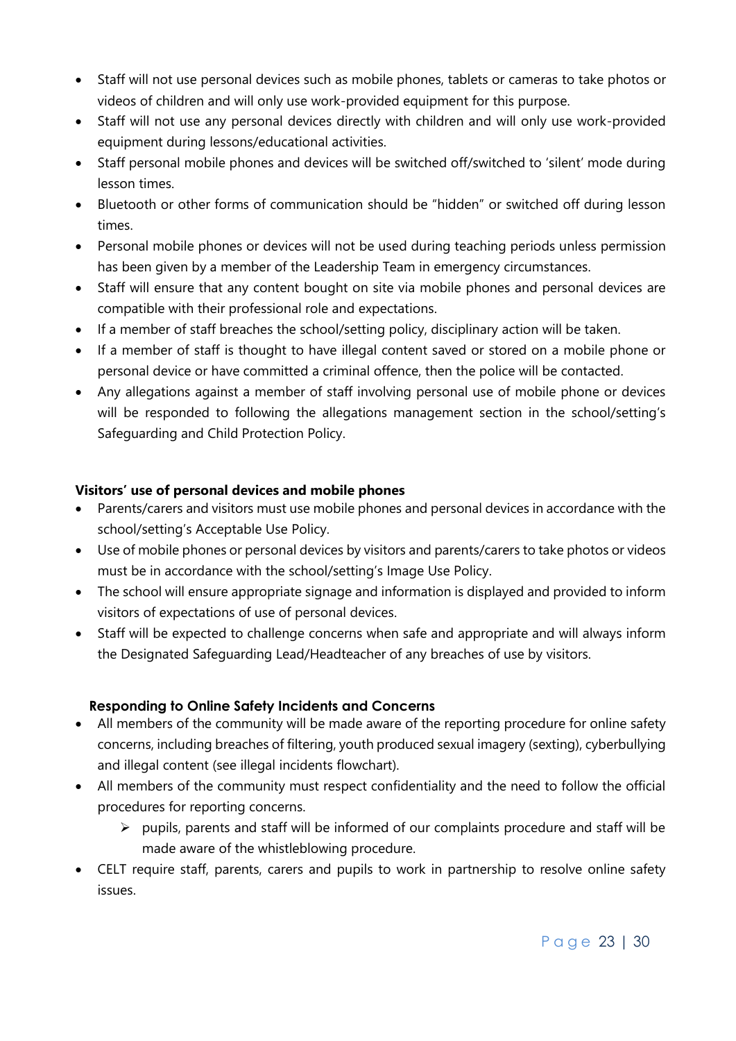- Staff will not use personal devices such as mobile phones, tablets or cameras to take photos or videos of children and will only use work-provided equipment for this purpose.
- Staff will not use any personal devices directly with children and will only use work-provided equipment during lessons/educational activities.
- Staff personal mobile phones and devices will be switched off/switched to 'silent' mode during lesson times.
- Bluetooth or other forms of communication should be "hidden" or switched off during lesson times.
- Personal mobile phones or devices will not be used during teaching periods unless permission has been given by a member of the Leadership Team in emergency circumstances.
- Staff will ensure that any content bought on site via mobile phones and personal devices are compatible with their professional role and expectations.
- If a member of staff breaches the school/setting policy, disciplinary action will be taken.
- If a member of staff is thought to have illegal content saved or stored on a mobile phone or personal device or have committed a criminal offence, then the police will be contacted.
- Any allegations against a member of staff involving personal use of mobile phone or devices will be responded to following the allegations management section in the school/setting's Safeguarding and Child Protection Policy.

**Visitors' use of personal devices and mobile phones**

- Parents/carers and visitors must use mobile phones and personal devices in accordance with the school/setting's Acceptable Use Policy.
- Use of mobile phones or personal devices by visitors and parents/carers to take photos or videos must be in accordance with the school/setting's Image Use Policy.
- The school will ensure appropriate signage and information is displayed and provided to inform visitors of expectations of use of personal devices.
- Staff will be expected to challenge concerns when safe and appropriate and will always inform the Designated Safeguarding Lead/Headteacher of any breaches of use by visitors.

**Responding to Online Safety Incidents and Concerns**

- All members of the community will be made aware of the reporting procedure for online safety concerns, including breaches of filtering, youth produced sexual imagery (sexting), cyberbullying and illegal content (see illegal incidents flowchart).
- All members of the community must respect confidentiality and the need to follow the official procedures for reporting concerns.
  - pupils, parents and staff will be informed of our complaints procedure and staff will be made aware of the whistleblowing procedure.
- CELT require staff, parents, carers and pupils to work in partnership to resolve online safety issues.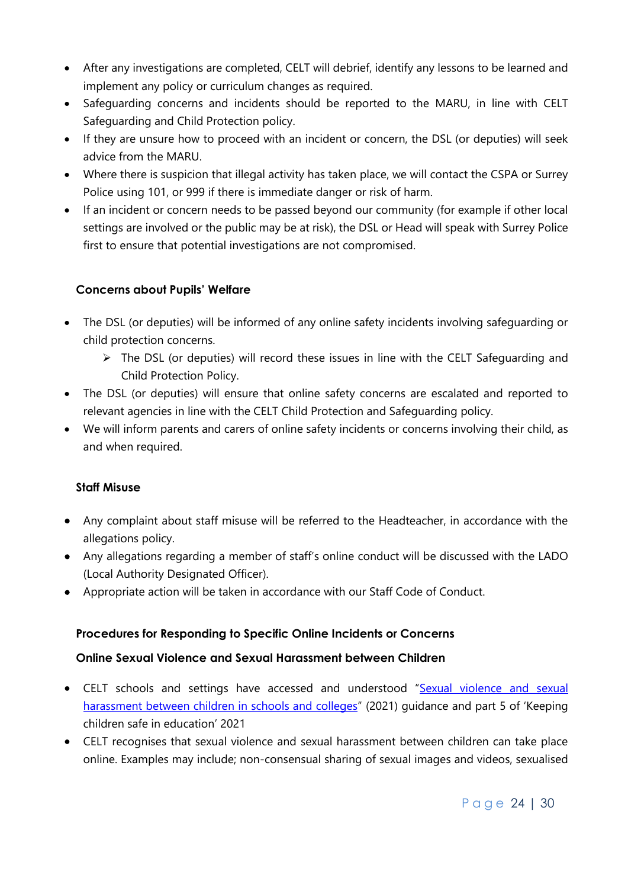- After any investigations are completed, CELT will debrief, identify any lessons to be learned and implement any policy or curriculum changes as required.
- Safeguarding concerns and incidents should be reported to the MARU, in line with CELT Safeguarding and Child Protection policy.
- If they are unsure how to proceed with an incident or concern, the DSL (or deputies) will seek advice from the MARU.
- Where there is suspicion that illegal activity has taken place, we will contact the CSPA or Surrey Police using 101, or 999 if there is immediate danger or risk of harm.
- If an incident or concern needs to be passed beyond our community (for example if other local settings are involved or the public may be at risk), the DSL or Head will speak with Surrey Police first to ensure that potential investigations are not compromised.

### Concerns about Pupils' Welfare

- The DSL (or deputies) will be informed of any online safety incidents involving safeguarding or child protection concerns.
  - The DSL (or deputies) will record these issues in line with the CELT Safeguarding and Child Protection Policy.
- The DSL (or deputies) will ensure that online safety concerns are escalated and reported to relevant agencies in line with the CELT Child Protection and Safeguarding policy.
- We will inform parents and carers of online safety incidents or concerns involving their child, as and when required.

### Staff Misuse

- Any complaint about staff misuse will be referred to the Headteacher, in accordance with the allegations policy.
- Any allegations regarding a member of staff's online conduct will be discussed with the LADO (Local Authority Designated Officer).
- Appropriate action will be taken in accordance with our Staff Code of Conduct.

### Procedures for Responding to Specific Online Incidents or Concerns

### Online Sexual Violence and Sexual Harassment between Children

- CELT schools and settings have accessed and understood "Sexual violence and sexual harassment between children in schools and colleges" (2021) guidance and part 5 of 'Keeping children safe in education' 2021
- CELT recognises that sexual violence and sexual harassment between children can take place online. Examples may include; non-consensual sharing of sexual images and videos, sexualised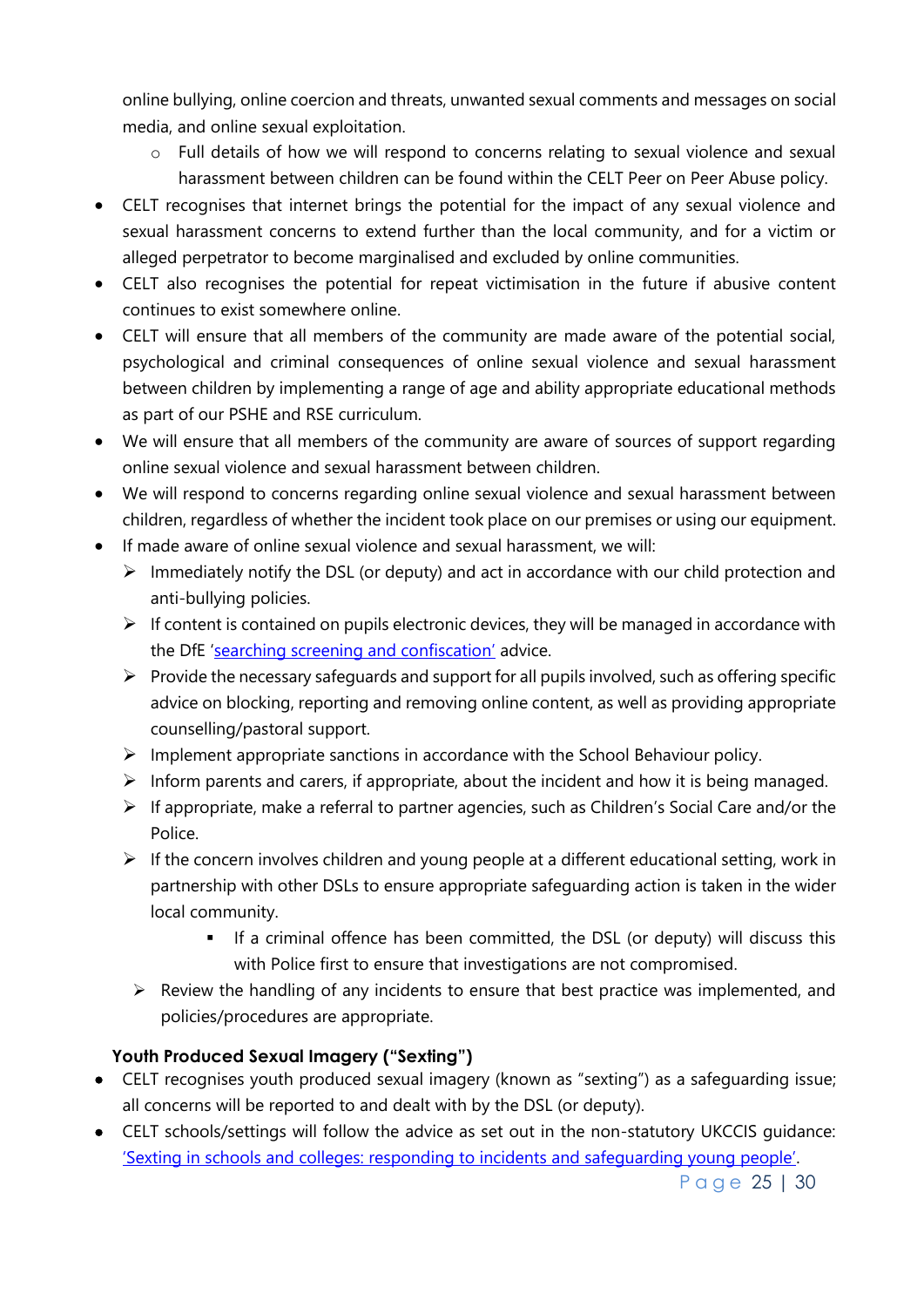online bullying, online coercion and threats, unwanted sexual comments and messages on social media, and online sexual exploitation.
  - Full details of how we will respond to concerns relating to sexual violence and sexual harassment between children can be found within the CELT Peer on Peer Abuse policy.

- CELT recognises that internet brings the potential for the impact of any sexual violence and sexual harassment concerns to extend further than the local community, and for a victim or alleged perpetrator to become marginalised and excluded by online communities.
- CELT also recognises the potential for repeat victimisation in the future if abusive content continues to exist somewhere online.
- CELT will ensure that all members of the community are made aware of the potential social, psychological and criminal consequences of online sexual violence and sexual harassment between children by implementing a range of age and ability appropriate educational methods as part of our PSHE and RSE curriculum.
- We will ensure that all members of the community are aware of sources of support regarding online sexual violence and sexual harassment between children.
- We will respond to concerns regarding online sexual violence and sexual harassment between children, regardless of whether the incident took place on our premises or using our equipment.
- If made aware of online sexual violence and sexual harassment, we will:
  - Immediately notify the DSL (or deputy) and act in accordance with our child protection and anti-bullying policies.
  - If content is contained on pupils electronic devices, they will be managed in accordance with the DfE '[searching screening and confiscation](searching screening and confiscation)' advice.
  - Provide the necessary safeguards and support for all pupils involved, such as offering specific advice on blocking, reporting and removing online content, as well as providing appropriate counselling/pastoral support.
  - Implement appropriate sanctions in accordance with the School Behaviour policy.
  - Inform parents and carers, if appropriate, about the incident and how it is being managed.
  - If appropriate, make a referral to partner agencies, such as Children's Social Care and/or the Police.
  - If the concern involves children and young people at a different educational setting, work in partnership with other DSLs to ensure appropriate safeguarding action is taken in the wider local community.
    - If a criminal offence has been committed, the DSL (or deputy) will discuss this with Police first to ensure that investigations are not compromised.
  - Review the handling of any incidents to ensure that best practice was implemented, and policies/procedures are appropriate.

**Youth Produced Sexual Imagery ("Sexting")**

- CELT recognises youth produced sexual imagery (known as "sexting") as a safeguarding issue; all concerns will be reported to and dealt with by the DSL (or deputy).
- CELT schools/settings will follow the advice as set out in the non-statutory UKCCIS guidance: ['Sexting in schools and colleges: responding to incidents and safeguarding young people'](Sexting in schools and colleges: responding to incidents and safeguarding young people).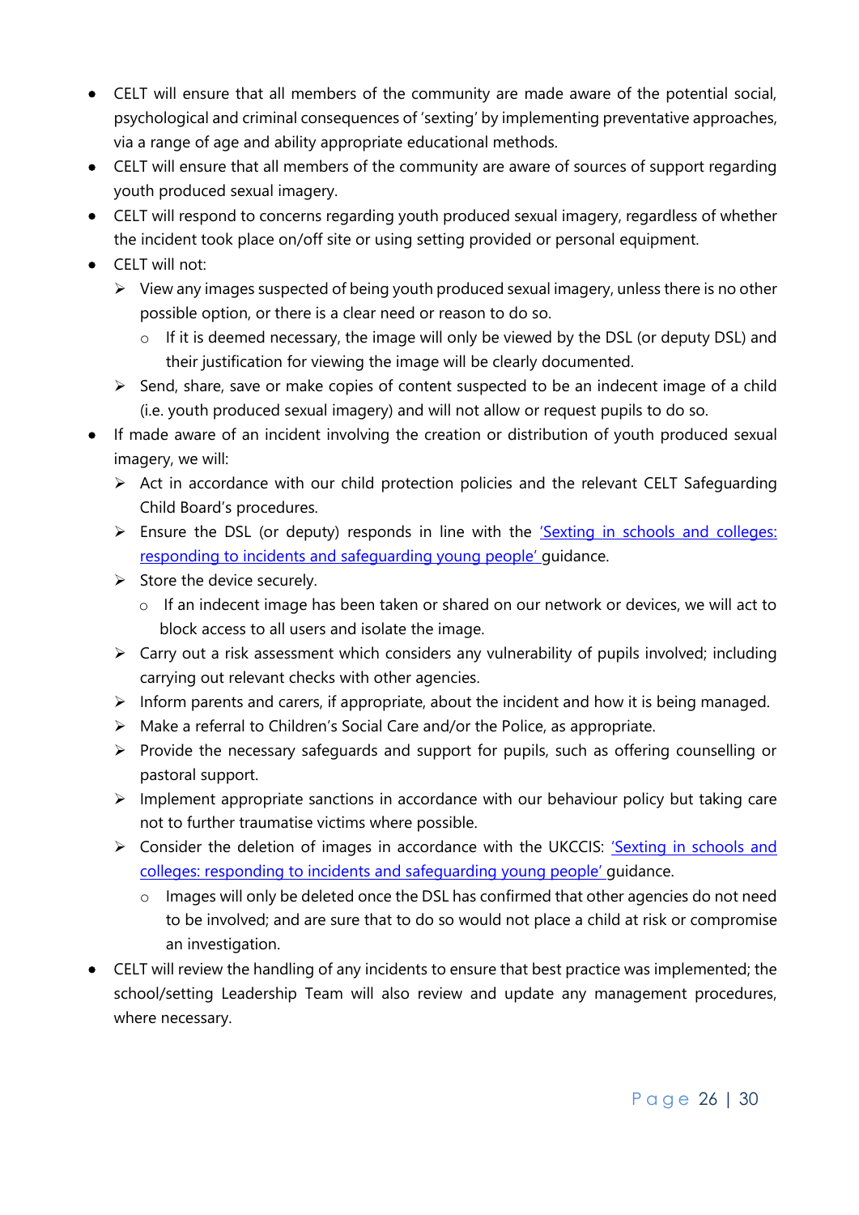- CELT will ensure that all members of the community are made aware of the potential social, psychological and criminal consequences of 'sexting' by implementing preventative approaches, via a range of age and ability appropriate educational methods.
- CELT will ensure that all members of the community are aware of sources of support regarding youth produced sexual imagery.
- CELT will respond to concerns regarding youth produced sexual imagery, regardless of whether the incident took place on/off site or using setting provided or personal equipment.
- CELT will not:
  - View any images suspected of being youth produced sexual imagery, unless there is no other possible option, or there is a clear need or reason to do so.
    - If it is deemed necessary, the image will only be viewed by the DSL (or deputy DSL) and their justification for viewing the image will be clearly documented.
  - Send, share, save or make copies of content suspected to be an indecent image of a child (i.e. youth produced sexual imagery) and will not allow or request pupils to do so.
- If made aware of an incident involving the creation or distribution of youth produced sexual imagery, we will:
  - Act in accordance with our child protection policies and the relevant CELT Safeguarding Child Board's procedures.
  - Ensure the DSL (or deputy) responds in line with the ['Sexting in schools and colleges: responding to incidents and safeguarding young people'](#) guidance.
  - Store the device securely.
    - If an indecent image has been taken or shared on our network or devices, we will act to block access to all users and isolate the image.
  - Carry out a risk assessment which considers any vulnerability of pupils involved; including carrying out relevant checks with other agencies.
  - Inform parents and carers, if appropriate, about the incident and how it is being managed.
  - Make a referral to Children's Social Care and/or the Police, as appropriate.
  - Provide the necessary safeguards and support for pupils, such as offering counselling or pastoral support.
  - Implement appropriate sanctions in accordance with our behaviour policy but taking care not to further traumatise victims where possible.
  - Consider the deletion of images in accordance with the UKCCIS: ['Sexting in schools and colleges: responding to incidents and safeguarding young people'](#) guidance.
    - Images will only be deleted once the DSL has confirmed that other agencies do not need to be involved; and are sure that to do so would not place a child at risk or compromise an investigation.
- CELT will review the handling of any incidents to ensure that best practice was implemented; the school/setting Leadership Team will also review and update any management procedures, where necessary.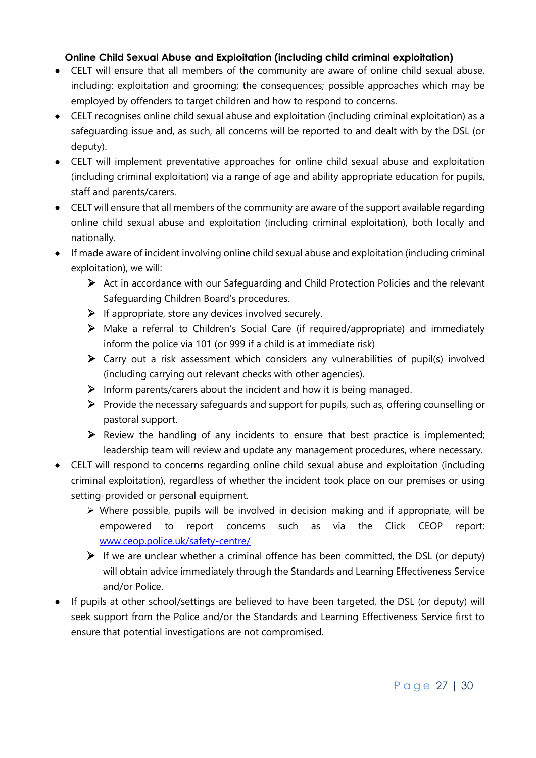### Online Child Sexual Abuse and Exploitation (including child criminal exploitation)

- CELT will ensure that all members of the community are aware of online child sexual abuse, including: exploitation and grooming; the consequences; possible approaches which may be employed by offenders to target children and how to respond to concerns.
- CELT recognises online child sexual abuse and exploitation (including criminal exploitation) as a safeguarding issue and, as such, all concerns will be reported to and dealt with by the DSL (or deputy).
- CELT will implement preventative approaches for online child sexual abuse and exploitation (including criminal exploitation) via a range of age and ability appropriate education for pupils, staff and parents/carers.
- CELT will ensure that all members of the community are aware of the support available regarding online child sexual abuse and exploitation (including criminal exploitation), both locally and nationally.
- If made aware of incident involving online child sexual abuse and exploitation (including criminal exploitation), we will:
  - Act in accordance with our Safeguarding and Child Protection Policies and the relevant Safeguarding Children Board's procedures.
  - If appropriate, store any devices involved securely.
  - Make a referral to Children's Social Care (if required/appropriate) and immediately inform the police via 101 (or 999 if a child is at immediate risk)
  - Carry out a risk assessment which considers any vulnerabilities of pupil(s) involved (including carrying out relevant checks with other agencies).
  - Inform parents/carers about the incident and how it is being managed.
  - Provide the necessary safeguards and support for pupils, such as, offering counselling or pastoral support.
  - Review the handling of any incidents to ensure that best practice is implemented; leadership team will review and update any management procedures, where necessary.
- CELT will respond to concerns regarding online child sexual abuse and exploitation (including criminal exploitation), regardless of whether the incident took place on our premises or using setting-provided or personal equipment.
  - Where possible, pupils will be involved in decision making and if appropriate, will be empowered to report concerns such as via the Click CEOP report: [www.ceop.police.uk/safety-centre/](http://www.ceop.police.uk/safety-centre/)
  - If we are unclear whether a criminal offence has been committed, the DSL (or deputy) will obtain advice immediately through the Standards and Learning Effectiveness Service and/or Police.
- If pupils at other school/settings are believed to have been targeted, the DSL (or deputy) will seek support from the Police and/or the Standards and Learning Effectiveness Service first to ensure that potential investigations are not compromised.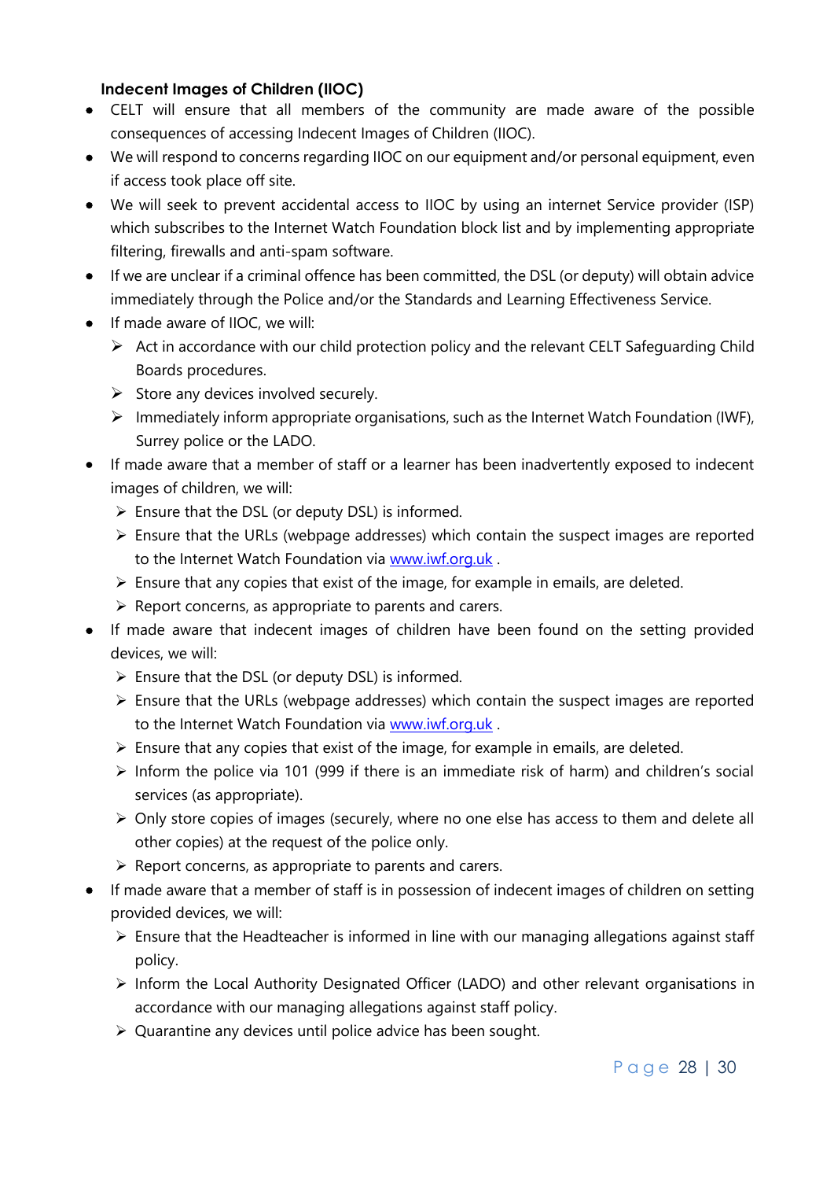### Indecent Images of Children (IIOC)

- CELT will ensure that all members of the community are made aware of the possible consequences of accessing Indecent Images of Children (IIOC).
- We will respond to concerns regarding IIOC on our equipment and/or personal equipment, even if access took place off site.
- We will seek to prevent accidental access to IIOC by using an internet Service provider (ISP) which subscribes to the Internet Watch Foundation block list and by implementing appropriate filtering, firewalls and anti-spam software.
- If we are unclear if a criminal offence has been committed, the DSL (or deputy) will obtain advice immediately through the Police and/or the Standards and Learning Effectiveness Service.
- If made aware of IIOC, we will:
  - Act in accordance with our child protection policy and the relevant CELT Safeguarding Child Boards procedures.
  - Store any devices involved securely.
  - Immediately inform appropriate organisations, such as the Internet Watch Foundation (IWF), Surrey police or the LADO.
- If made aware that a member of staff or a learner has been inadvertently exposed to indecent images of children, we will:
  - Ensure that the DSL (or deputy DSL) is informed.
  - Ensure that the URLs (webpage addresses) which contain the suspect images are reported to the Internet Watch Foundation via [www.iwf.org.uk](http://www.iwf.org.uk) .
  - Ensure that any copies that exist of the image, for example in emails, are deleted.
  - Report concerns, as appropriate to parents and carers.
- If made aware that indecent images of children have been found on the setting provided devices, we will:
  - Ensure that the DSL (or deputy DSL) is informed.
  - Ensure that the URLs (webpage addresses) which contain the suspect images are reported to the Internet Watch Foundation via [www.iwf.org.uk](http://www.iwf.org.uk) .
  - Ensure that any copies that exist of the image, for example in emails, are deleted.
  - Inform the police via 101 (999 if there is an immediate risk of harm) and children's social services (as appropriate).
  - Only store copies of images (securely, where no one else has access to them and delete all other copies) at the request of the police only.
  - Report concerns, as appropriate to parents and carers.
- If made aware that a member of staff is in possession of indecent images of children on setting provided devices, we will:
  - Ensure that the Headteacher is informed in line with our managing allegations against staff policy.
  - Inform the Local Authority Designated Officer (LADO) and other relevant organisations in accordance with our managing allegations against staff policy.
  - Quarantine any devices until police advice has been sought.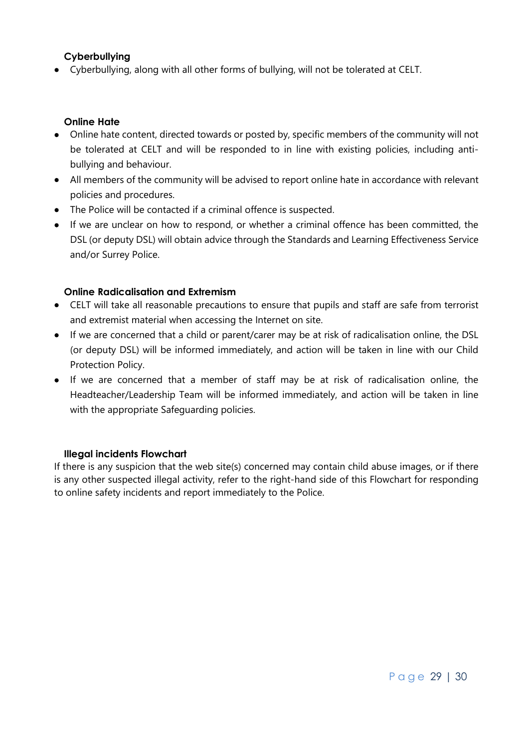### Cyberbullying

- Cyberbullying, along with all other forms of bullying, will not be tolerated at CELT.

### Online Hate

- Online hate content, directed towards or posted by, specific members of the community will not be tolerated at CELT and will be responded to in line with existing policies, including anti-bullying and behaviour.
- All members of the community will be advised to report online hate in accordance with relevant policies and procedures.
- The Police will be contacted if a criminal offence is suspected.
- If we are unclear on how to respond, or whether a criminal offence has been committed, the DSL (or deputy DSL) will obtain advice through the Standards and Learning Effectiveness Service and/or Surrey Police.

### Online Radicalisation and Extremism

- CELT will take all reasonable precautions to ensure that pupils and staff are safe from terrorist and extremist material when accessing the Internet on site.
- If we are concerned that a child or parent/carer may be at risk of radicalisation online, the DSL (or deputy DSL) will be informed immediately, and action will be taken in line with our Child Protection Policy.
- If we are concerned that a member of staff may be at risk of radicalisation online, the Headteacher/Leadership Team will be informed immediately, and action will be taken in line with the appropriate Safeguarding policies.

### Illegal incidents Flowchart

If there is any suspicion that the web site(s) concerned may contain child abuse images, or if there is any other suspected illegal activity, refer to the right-hand side of this Flowchart for responding to online safety incidents and report immediately to the Police.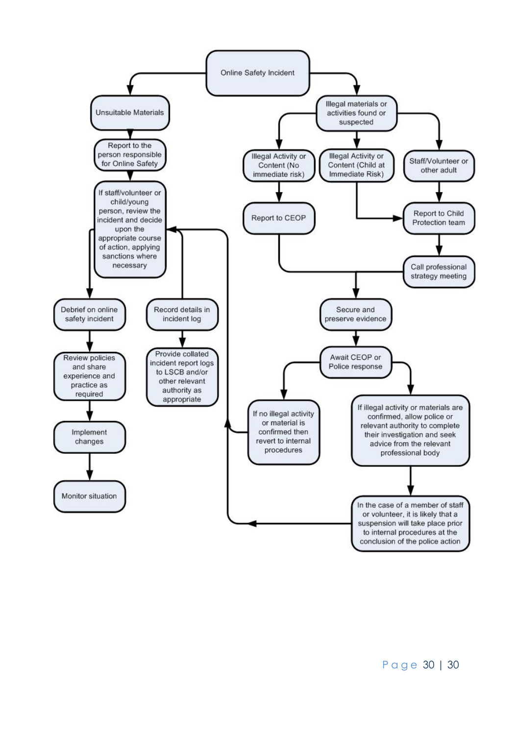Online Safety Incident

Unsuitable Materials

Report to the person responsible for Online Safety

If staff/volunteer or child/young person, review the incident and decide upon the appropriate course of action, applying sanctions where necessary

Debrief on online safety incident

Review policies and share experience and practice as required

Implement changes

Monitor situation

Record details in incident log

Provide collated incident report logs to LSCB and/or other relevant authority as appropriate

Illegal materials or activities found or suspected

Illegal Activity or Content (No immediate risk)

Illegal Activity or Content (Child at Immediate Risk)

Staff/Volunteer or other adult

Report to CEOP

Report to Child Protection team

Call professional strategy meeting

Secure and preserve evidence

Await CEOP or Police response

If no illegal activity or material is confirmed then revert to internal procedures

If illegal activity or materials are confirmed, allow police or relevant authority to complete their investigation and seek advice from the relevant professional body

In the case of a member of staff or volunteer, it is likely that a suspension will take place prior to internal procedures at the conclusion of the police action